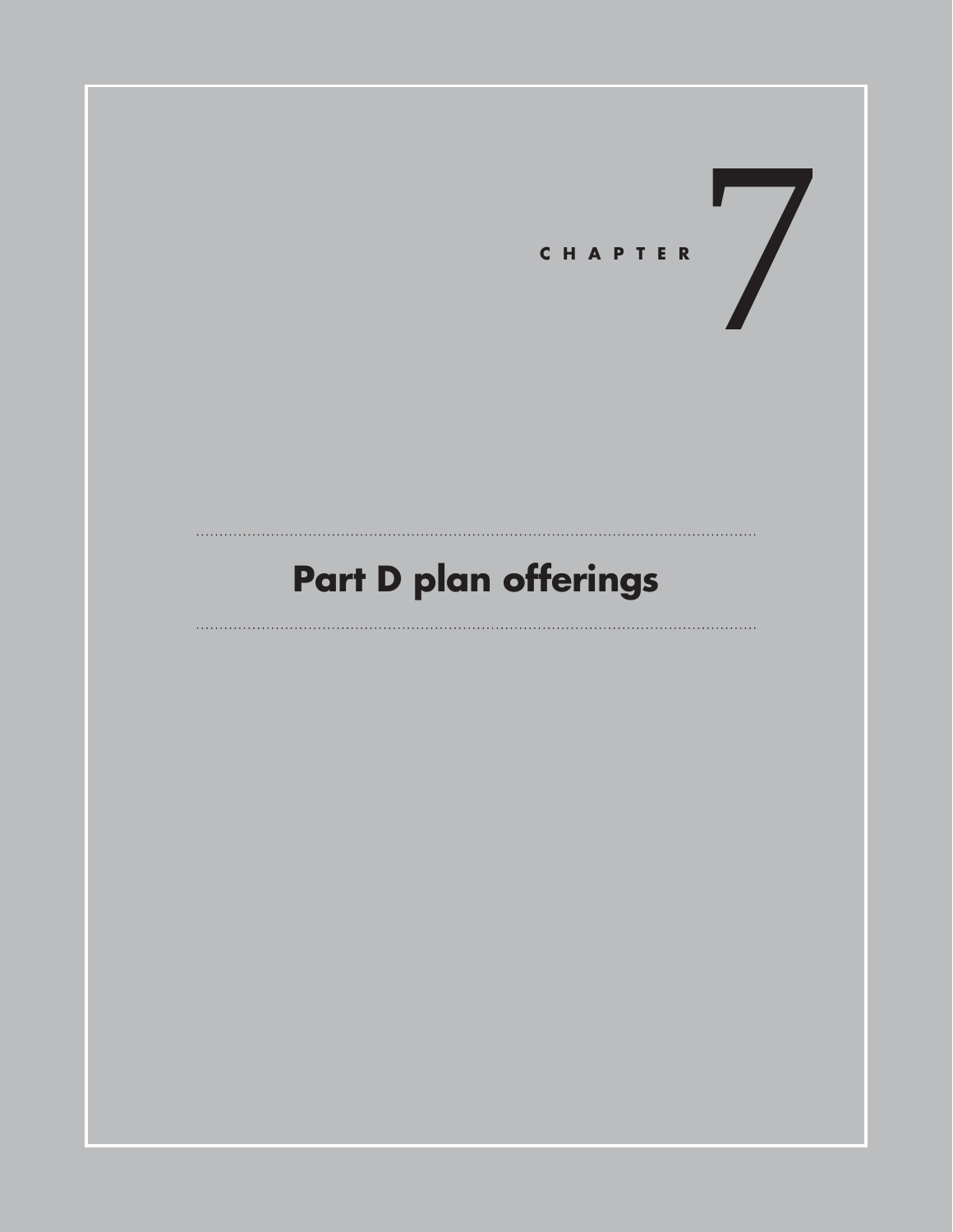# CHAPTER 7

## Part D plan offerings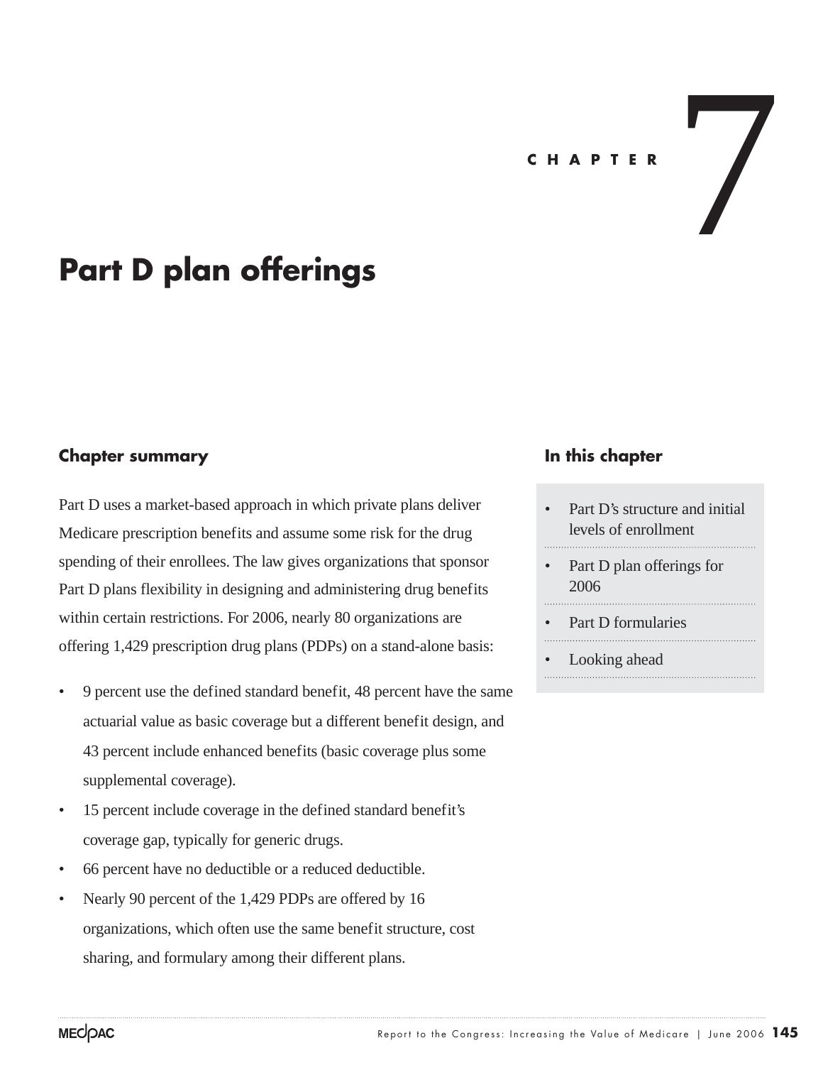CHAPTER 7

# Part D plan offerings

## Chapter summary

Part D uses a market-based approach in which private plans deliver Medicare prescription benefits and assume some risk for the drug spending of their enrollees. The law gives organizations that sponsor Part D plans flexibility in designing and administering drug benefits within certain restrictions. For 2006, nearly 80 organizations are offering 1,429 prescription drug plans (PDPs) on a stand-alone basis:

- 9 percent use the defined standard benefit, 48 percent have the same actuarial value as basic coverage but a different benefit design, and 43 percent include enhanced benefits (basic coverage plus some supplemental coverage).
- 15 percent include coverage in the defined standard benefit's coverage gap, typically for generic drugs.
- 66 percent have no deductible or a reduced deductible.
- Nearly 90 percent of the 1,429 PDPs are offered by 16 organizations, which often use the same benefit structure, cost sharing, and formulary among their different plans.

## In this chapter

- Part D's structure and initial levels of enrollment
- Part D plan offerings for 2006
- Part D formularies
- Looking ahead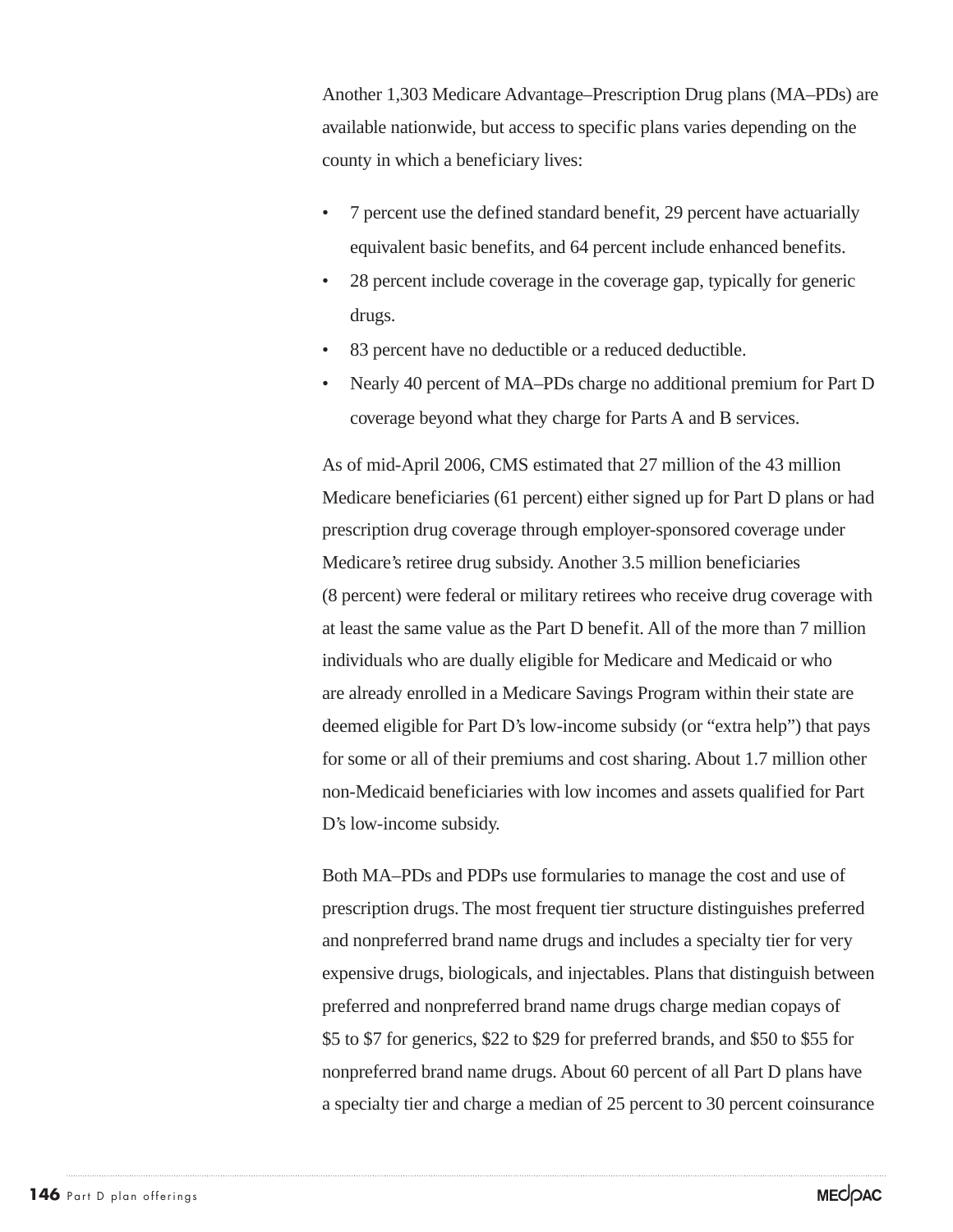Another 1,303 Medicare Advantage–Prescription Drug plans (MA–PDs) are available nationwide, but access to specific plans varies depending on the county in which a beneficiary lives:

- 7 percent use the defined standard benefit, 29 percent have actuarially equivalent basic benefits, and 64 percent include enhanced benefits.
- 28 percent include coverage in the coverage gap, typically for generic drugs.
- 83 percent have no deductible or a reduced deductible.
- Nearly 40 percent of MA–PDs charge no additional premium for Part D coverage beyond what they charge for Parts A and B services.

As of mid-April 2006, CMS estimated that 27 million of the 43 million Medicare beneficiaries (61 percent) either signed up for Part D plans or had prescription drug coverage through employer-sponsored coverage under Medicare's retiree drug subsidy. Another 3.5 million beneficiaries (8 percent) were federal or military retirees who receive drug coverage with at least the same value as the Part D benefit. All of the more than 7 million individuals who are dually eligible for Medicare and Medicaid or who are already enrolled in a Medicare Savings Program within their state are deemed eligible for Part D's low-income subsidy (or "extra help") that pays for some or all of their premiums and cost sharing. About 1.7 million other non-Medicaid beneficiaries with low incomes and assets qualified for Part D's low-income subsidy.

Both MA–PDs and PDPs use formularies to manage the cost and use of prescription drugs. The most frequent tier structure distinguishes preferred and nonpreferred brand name drugs and includes a specialty tier for very expensive drugs, biologicals, and injectables. Plans that distinguish between preferred and nonpreferred brand name drugs charge median copays of $5 to $7 for generics, $22 to $29 for preferred brands, and $50 to $55 for nonpreferred brand name drugs. About 60 percent of all Part D plans have a specialty tier and charge a median of 25 percent to 30 percent coinsurance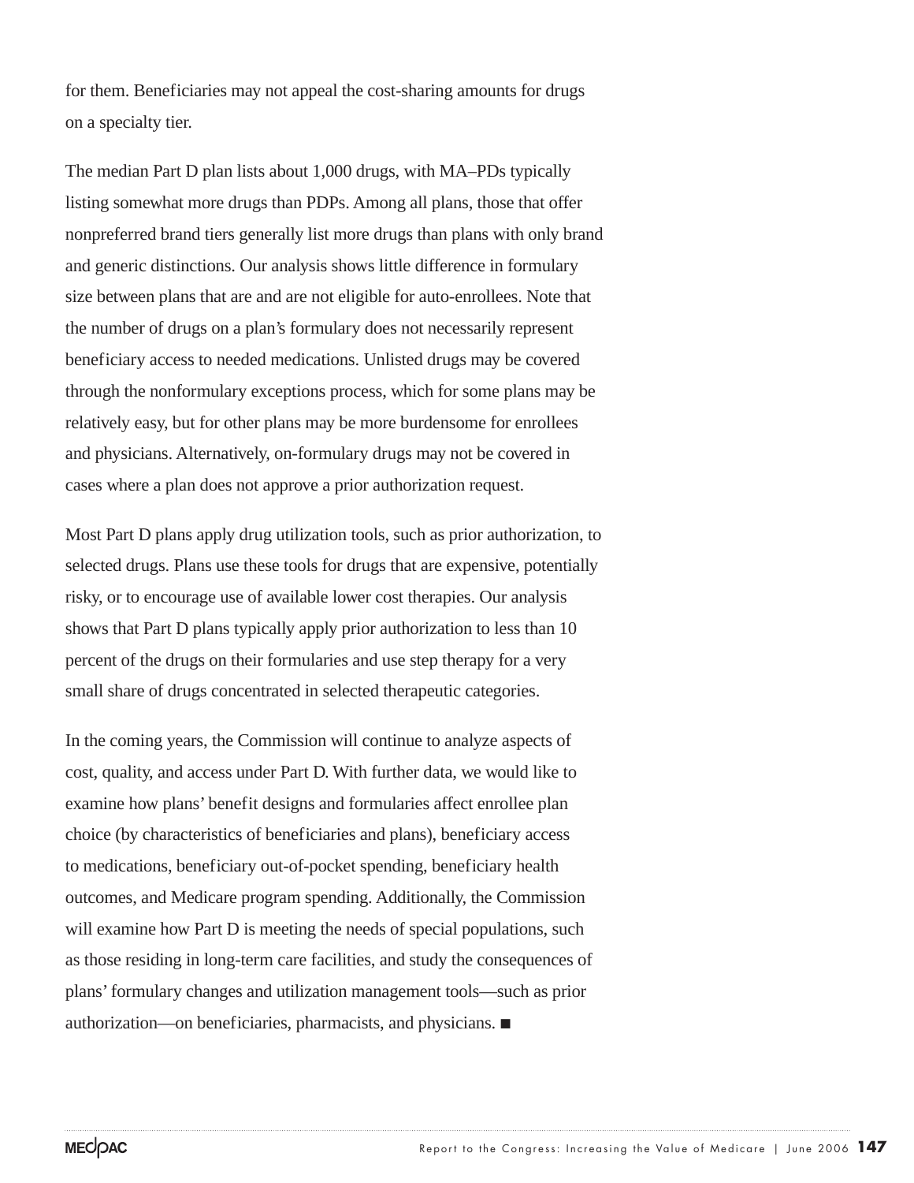for them. Beneficiaries may not appeal the cost-sharing amounts for drugs on a specialty tier.

The median Part D plan lists about 1,000 drugs, with MA–PDs typically listing somewhat more drugs than PDPs. Among all plans, those that offer nonpreferred brand tiers generally list more drugs than plans with only brand and generic distinctions. Our analysis shows little difference in formulary size between plans that are and are not eligible for auto-enrollees. Note that the number of drugs on a plan's formulary does not necessarily represent beneficiary access to needed medications. Unlisted drugs may be covered through the nonformulary exceptions process, which for some plans may be relatively easy, but for other plans may be more burdensome for enrollees and physicians. Alternatively, on-formulary drugs may not be covered in cases where a plan does not approve a prior authorization request.

Most Part D plans apply drug utilization tools, such as prior authorization, to selected drugs. Plans use these tools for drugs that are expensive, potentially risky, or to encourage use of available lower cost therapies. Our analysis shows that Part D plans typically apply prior authorization to less than 10 percent of the drugs on their formularies and use step therapy for a very small share of drugs concentrated in selected therapeutic categories.

In the coming years, the Commission will continue to analyze aspects of cost, quality, and access under Part D. With further data, we would like to examine how plans' benefit designs and formularies affect enrollee plan choice (by characteristics of beneficiaries and plans), beneficiary access to medications, beneficiary out-of-pocket spending, beneficiary health outcomes, and Medicare program spending. Additionally, the Commission will examine how Part D is meeting the needs of special populations, such as those residing in long-term care facilities, and study the consequences of plans' formulary changes and utilization management tools—such as prior authorization—on beneficiaries, pharmacists, and physicians. ■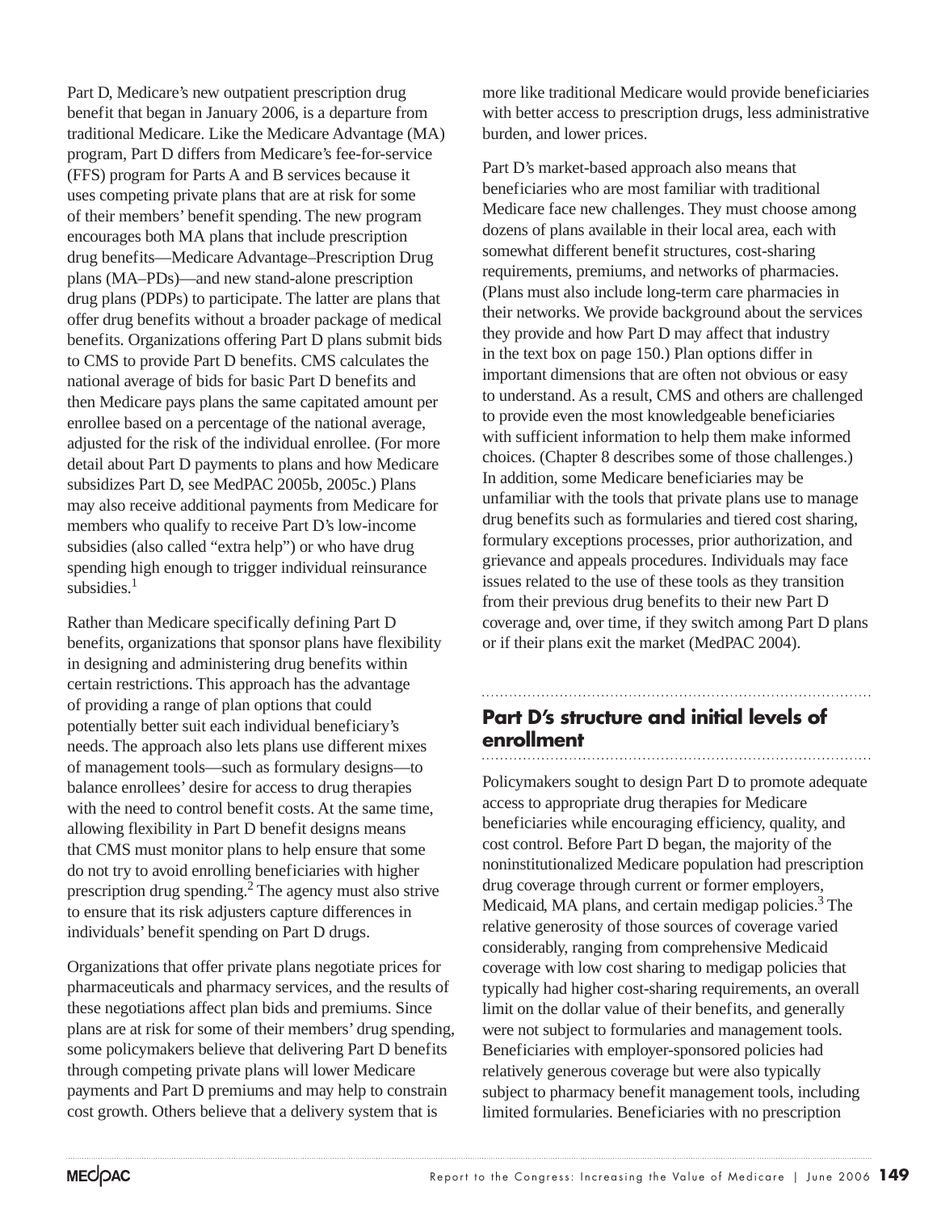Part D, Medicare's new outpatient prescription drug benefit that began in January 2006, is a departure from traditional Medicare. Like the Medicare Advantage (MA) program, Part D differs from Medicare's fee-for-service (FFS) program for Parts A and B services because it uses competing private plans that are at risk for some of their members' benefit spending. The new program encourages both MA plans that include prescription drug benefits—Medicare Advantage–Prescription Drug plans (MA–PDs)—and new stand-alone prescription drug plans (PDPs) to participate. The latter are plans that offer drug benefits without a broader package of medical benefits. Organizations offering Part D plans submit bids to CMS to provide Part D benefits. CMS calculates the national average of bids for basic Part D benefits and then Medicare pays plans the same capitated amount per enrollee based on a percentage of the national average, adjusted for the risk of the individual enrollee. (For more detail about Part D payments to plans and how Medicare subsidizes Part D, see MedPAC 2005b, 2005c.) Plans may also receive additional payments from Medicare for members who qualify to receive Part D's low-income subsidies (also called "extra help") or who have drug spending high enough to trigger individual reinsurance subsidies.[1]

Rather than Medicare specifically defining Part D benefits, organizations that sponsor plans have flexibility in designing and administering drug benefits within certain restrictions. This approach has the advantage of providing a range of plan options that could potentially better suit each individual beneficiary's needs. The approach also lets plans use different mixes of management tools—such as formulary designs—to balance enrollees' desire for access to drug therapies with the need to control benefit costs. At the same time, allowing flexibility in Part D benefit designs means that CMS must monitor plans to help ensure that some do not try to avoid enrolling beneficiaries with higher prescription drug spending.[2] The agency must also strive to ensure that its risk adjusters capture differences in individuals' benefit spending on Part D drugs.

Organizations that offer private plans negotiate prices for pharmaceuticals and pharmacy services, and the results of these negotiations affect plan bids and premiums. Since plans are at risk for some of their members' drug spending, some policymakers believe that delivering Part D benefits through competing private plans will lower Medicare payments and Part D premiums and may help to constrain cost growth. Others believe that a delivery system that is more like traditional Medicare would provide beneficiaries with better access to prescription drugs, less administrative burden, and lower prices.

Part D's market-based approach also means that beneficiaries who are most familiar with traditional Medicare face new challenges. They must choose among dozens of plans available in their local area, each with somewhat different benefit structures, cost-sharing requirements, premiums, and networks of pharmacies. (Plans must also include long-term care pharmacies in their networks. We provide background about the services they provide and how Part D may affect that industry in the text box on page 150.) Plan options differ in important dimensions that are often not obvious or easy to understand. As a result, CMS and others are challenged to provide even the most knowledgeable beneficiaries with sufficient information to help them make informed choices. (Chapter 8 describes some of those challenges.) In addition, some Medicare beneficiaries may be unfamiliar with the tools that private plans use to manage drug benefits such as formularies and tiered cost sharing, formulary exceptions processes, prior authorization, and grievance and appeals procedures. Individuals may face issues related to the use of these tools as they transition from their previous drug benefits to their new Part D coverage and, over time, if they switch among Part D plans or if their plans exit the market (MedPAC 2004).

## Part D's structure and initial levels of enrollment

Policymakers sought to design Part D to promote adequate access to appropriate drug therapies for Medicare beneficiaries while encouraging efficiency, quality, and cost control. Before Part D began, the majority of the noninstitutionalized Medicare population had prescription drug coverage through current or former employers, Medicaid, MA plans, and certain medigap policies.[3] The relative generosity of those sources of coverage varied considerably, ranging from comprehensive Medicaid coverage with low cost sharing to medigap policies that typically had higher cost-sharing requirements, an overall limit on the dollar value of their benefits, and generally were not subject to formularies and management tools. Beneficiaries with employer-sponsored policies had relatively generous coverage but were also typically subject to pharmacy benefit management tools, including limited formularies. Beneficiaries with no prescription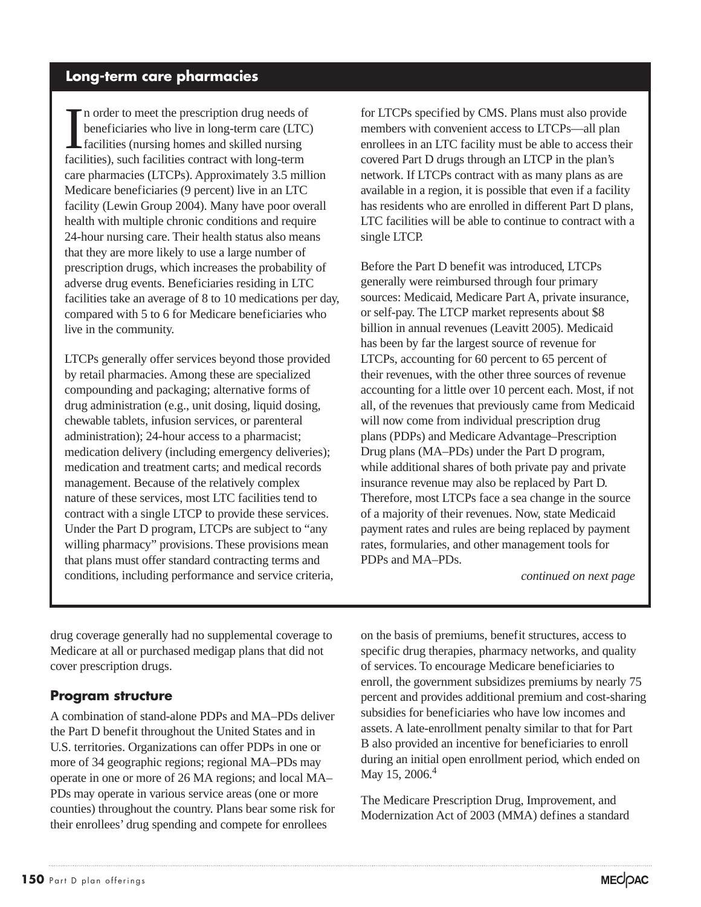## Long-term care pharmacies

In order to meet the prescription drug needs of beneficiaries who live in long-term care (LTC) facilities (nursing homes and skilled nursing facilities), such facilities contract with long-term care pharmacies (LTCPs). Approximately 3.5 million Medicare beneficiaries (9 percent) live in an LTC facility (Lewin Group 2004). Many have poor overall health with multiple chronic conditions and require 24-hour nursing care. Their health status also means that they are more likely to use a large number of prescription drugs, which increases the probability of adverse drug events. Beneficiaries residing in LTC facilities take an average of 8 to 10 medications per day, compared with 5 to 6 for Medicare beneficiaries who live in the community.

LTCPs generally offer services beyond those provided by retail pharmacies. Among these are specialized compounding and packaging; alternative forms of drug administration (e.g., unit dosing, liquid dosing, chewable tablets, infusion services, or parenteral administration); 24-hour access to a pharmacist; medication delivery (including emergency deliveries); medication and treatment carts; and medical records management. Because of the relatively complex nature of these services, most LTC facilities tend to contract with a single LTCP to provide these services. Under the Part D program, LTCPs are subject to "any willing pharmacy" provisions. These provisions mean that plans must offer standard contracting terms and conditions, including performance and service criteria, for LTCPs specified by CMS. Plans must also provide members with convenient access to LTCPs—all plan enrollees in an LTC facility must be able to access their covered Part D drugs through an LTCP in the plan's network. If LTCPs contract with as many plans as are available in a region, it is possible that even if a facility has residents who are enrolled in different Part D plans, LTC facilities will be able to continue to contract with a single LTCP.

Before the Part D benefit was introduced, LTCPs generally were reimbursed through four primary sources: Medicaid, Medicare Part A, private insurance, or self-pay. The LTCP market represents about $8 billion in annual revenues (Leavitt 2005). Medicaid has been by far the largest source of revenue for LTCPs, accounting for 60 percent to 65 percent of their revenues, with the other three sources of revenue accounting for a little over 10 percent each. Most, if not all, of the revenues that previously came from Medicaid will now come from individual prescription drug plans (PDPs) and Medicare Advantage–Prescription Drug plans (MA–PDs) under the Part D program, while additional shares of both private pay and private insurance revenue may also be replaced by Part D. Therefore, most LTCPs face a sea change in the source of a majority of their revenues. Now, state Medicaid payment rates and rules are being replaced by payment rates, formularies, and other management tools for PDPs and MA–PDs.

*continued on next page*

drug coverage generally had no supplemental coverage to Medicare at all or purchased medigap plans that did not cover prescription drugs.

### Program structure

A combination of stand-alone PDPs and MA–PDs deliver the Part D benefit throughout the United States and in U.S. territories. Organizations can offer PDPs in one or more of 34 geographic regions; regional MA–PDs may operate in one or more of 26 MA regions; and local MA–PDs may operate in various service areas (one or more counties) throughout the country. Plans bear some risk for their enrollees' drug spending and compete for enrollees on the basis of premiums, benefit structures, access to specific drug therapies, pharmacy networks, and quality of services. To encourage Medicare beneficiaries to enroll, the government subsidizes premiums by nearly 75 percent and provides additional premium and cost-sharing subsidies for beneficiaries who have low incomes and assets. A late-enrollment penalty similar to that for Part B also provided an incentive for beneficiaries to enroll during an initial open enrollment period, which ended on May 15, 2006.[4]

The Medicare Prescription Drug, Improvement, and Modernization Act of 2003 (MMA) defines a standard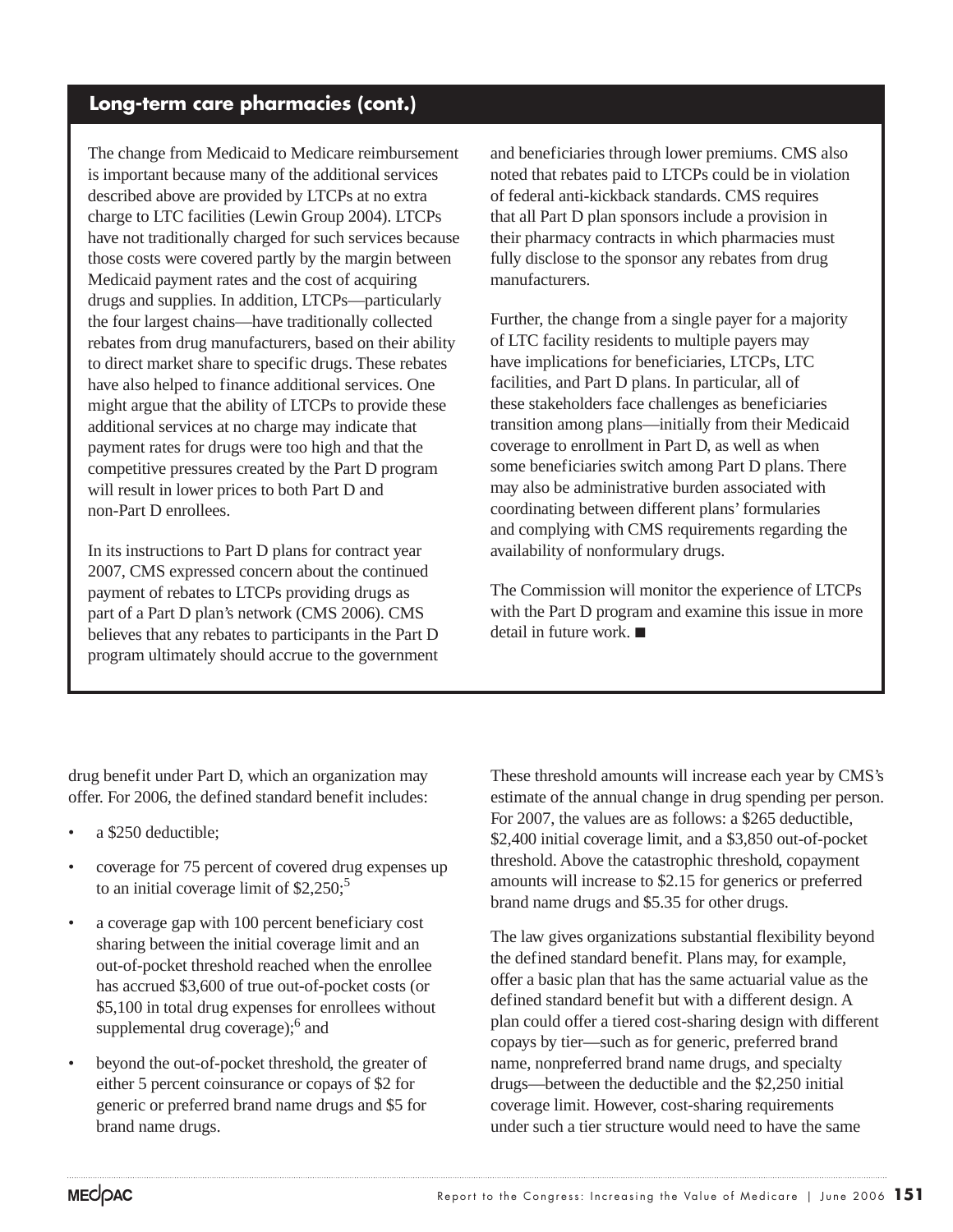## Long-term care pharmacies (cont.)

The change from Medicaid to Medicare reimbursement is important because many of the additional services described above are provided by LTCPs at no extra charge to LTC facilities (Lewin Group 2004). LTCPs have not traditionally charged for such services because those costs were covered partly by the margin between Medicaid payment rates and the cost of acquiring drugs and supplies. In addition, LTCPs—particularly the four largest chains—have traditionally collected rebates from drug manufacturers, based on their ability to direct market share to specific drugs. These rebates have also helped to finance additional services. One might argue that the ability of LTCPs to provide these additional services at no charge may indicate that payment rates for drugs were too high and that the competitive pressures created by the Part D program will result in lower prices to both Part D and non-Part D enrollees.

In its instructions to Part D plans for contract year 2007, CMS expressed concern about the continued payment of rebates to LTCPs providing drugs as part of a Part D plan's network (CMS 2006). CMS believes that any rebates to participants in the Part D program ultimately should accrue to the government and beneficiaries through lower premiums. CMS also noted that rebates paid to LTCPs could be in violation of federal anti-kickback standards. CMS requires that all Part D plan sponsors include a provision in their pharmacy contracts in which pharmacies must fully disclose to the sponsor any rebates from drug manufacturers.

Further, the change from a single payer for a majority of LTC facility residents to multiple payers may have implications for beneficiaries, LTCPs, LTC facilities, and Part D plans. In particular, all of these stakeholders face challenges as beneficiaries transition among plans—initially from their Medicaid coverage to enrollment in Part D, as well as when some beneficiaries switch among Part D plans. There may also be administrative burden associated with coordinating between different plans' formularies and complying with CMS requirements regarding the availability of nonformulary drugs.

The Commission will monitor the experience of LTCPs with the Part D program and examine this issue in more detail in future work. ■

drug benefit under Part D, which an organization may offer. For 2006, the defined standard benefit includes:

- a $250 deductible;
- coverage for 75 percent of covered drug expenses up to an initial coverage limit of $2,250;[5]
- a coverage gap with 100 percent beneficiary cost sharing between the initial coverage limit and an out-of-pocket threshold reached when the enrollee has accrued $3,600 of true out-of-pocket costs (or $5,100 in total drug expenses for enrollees without supplemental drug coverage);[6] and
- beyond the out-of-pocket threshold, the greater of either 5 percent coinsurance or copays of $2 for generic or preferred brand name drugs and $5 for brand name drugs.

These threshold amounts will increase each year by CMS's estimate of the annual change in drug spending per person. For 2007, the values are as follows: a $265 deductible, $2,400 initial coverage limit, and a $3,850 out-of-pocket threshold. Above the catastrophic threshold, copayment amounts will increase to $2.15 for generics or preferred brand name drugs and $5.35 for other drugs.

The law gives organizations substantial flexibility beyond the defined standard benefit. Plans may, for example, offer a basic plan that has the same actuarial value as the defined standard benefit but with a different design. A plan could offer a tiered cost-sharing design with different copays by tier—such as for generic, preferred brand name, nonpreferred brand name drugs, and specialty drugs—between the deductible and the $2,250 initial coverage limit. However, cost-sharing requirements under such a tier structure would need to have the same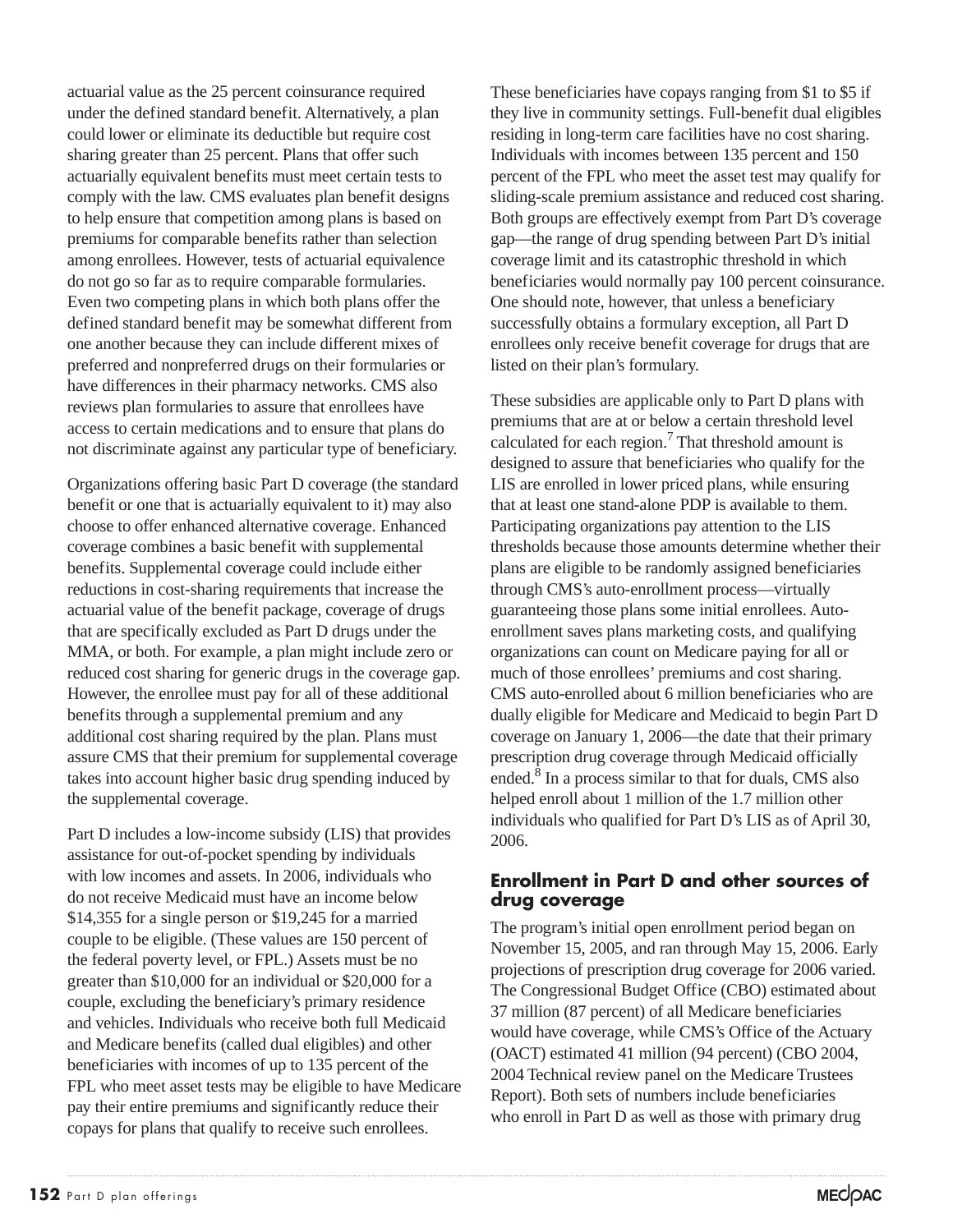actuarial value as the 25 percent coinsurance required under the defined standard benefit. Alternatively, a plan could lower or eliminate its deductible but require cost sharing greater than 25 percent. Plans that offer such actuarially equivalent benefits must meet certain tests to comply with the law. CMS evaluates plan benefit designs to help ensure that competition among plans is based on premiums for comparable benefits rather than selection among enrollees. However, tests of actuarial equivalence do not go so far as to require comparable formularies. Even two competing plans in which both plans offer the defined standard benefit may be somewhat different from one another because they can include different mixes of preferred and nonpreferred drugs on their formularies or have differences in their pharmacy networks. CMS also reviews plan formularies to assure that enrollees have access to certain medications and to ensure that plans do not discriminate against any particular type of beneficiary.

Organizations offering basic Part D coverage (the standard benefit or one that is actuarially equivalent to it) may also choose to offer enhanced alternative coverage. Enhanced coverage combines a basic benefit with supplemental benefits. Supplemental coverage could include either reductions in cost-sharing requirements that increase the actuarial value of the benefit package, coverage of drugs that are specifically excluded as Part D drugs under the MMA, or both. For example, a plan might include zero or reduced cost sharing for generic drugs in the coverage gap. However, the enrollee must pay for all of these additional benefits through a supplemental premium and any additional cost sharing required by the plan. Plans must assure CMS that their premium for supplemental coverage takes into account higher basic drug spending induced by the supplemental coverage.

Part D includes a low-income subsidy (LIS) that provides assistance for out-of-pocket spending by individuals with low incomes and assets. In 2006, individuals who do not receive Medicaid must have an income below $14,355 for a single person or $19,245 for a married couple to be eligible. (These values are 150 percent of the federal poverty level, or FPL.) Assets must be no greater than $10,000 for an individual or $20,000 for a couple, excluding the beneficiary's primary residence and vehicles. Individuals who receive both full Medicaid and Medicare benefits (called dual eligibles) and other beneficiaries with incomes of up to 135 percent of the FPL who meet asset tests may be eligible to have Medicare pay their entire premiums and significantly reduce their copays for plans that qualify to receive such enrollees. These beneficiaries have copays ranging from $1 to $5 if they live in community settings. Full-benefit dual eligibles residing in long-term care facilities have no cost sharing. Individuals with incomes between 135 percent and 150 percent of the FPL who meet the asset test may qualify for sliding-scale premium assistance and reduced cost sharing. Both groups are effectively exempt from Part D's coverage gap—the range of drug spending between Part D's initial coverage limit and its catastrophic threshold in which beneficiaries would normally pay 100 percent coinsurance. One should note, however, that unless a beneficiary successfully obtains a formulary exception, all Part D enrollees only receive benefit coverage for drugs that are listed on their plan's formulary.

These subsidies are applicable only to Part D plans with premiums that are at or below a certain threshold level calculated for each region.[7] That threshold amount is designed to assure that beneficiaries who qualify for the LIS are enrolled in lower priced plans, while ensuring that at least one stand-alone PDP is available to them. Participating organizations pay attention to the LIS thresholds because those amounts determine whether their plans are eligible to be randomly assigned beneficiaries through CMS's auto-enrollment process—virtually guaranteeing those plans some initial enrollees. Auto-enrollment saves plans marketing costs, and qualifying organizations can count on Medicare paying for all or much of those enrollees' premiums and cost sharing. CMS auto-enrolled about 6 million beneficiaries who are dually eligible for Medicare and Medicaid to begin Part D coverage on January 1, 2006—the date that their primary prescription drug coverage through Medicaid officially ended.[8] In a process similar to that for duals, CMS also helped enroll about 1 million of the 1.7 million other individuals who qualified for Part D's LIS as of April 30, 2006.

### Enrollment in Part D and other sources of drug coverage

The program's initial open enrollment period began on November 15, 2005, and ran through May 15, 2006. Early projections of prescription drug coverage for 2006 varied. The Congressional Budget Office (CBO) estimated about 37 million (87 percent) of all Medicare beneficiaries would have coverage, while CMS's Office of the Actuary (OACT) estimated 41 million (94 percent) (CBO 2004, 2004 Technical review panel on the Medicare Trustees Report). Both sets of numbers include beneficiaries who enroll in Part D as well as those with primary drug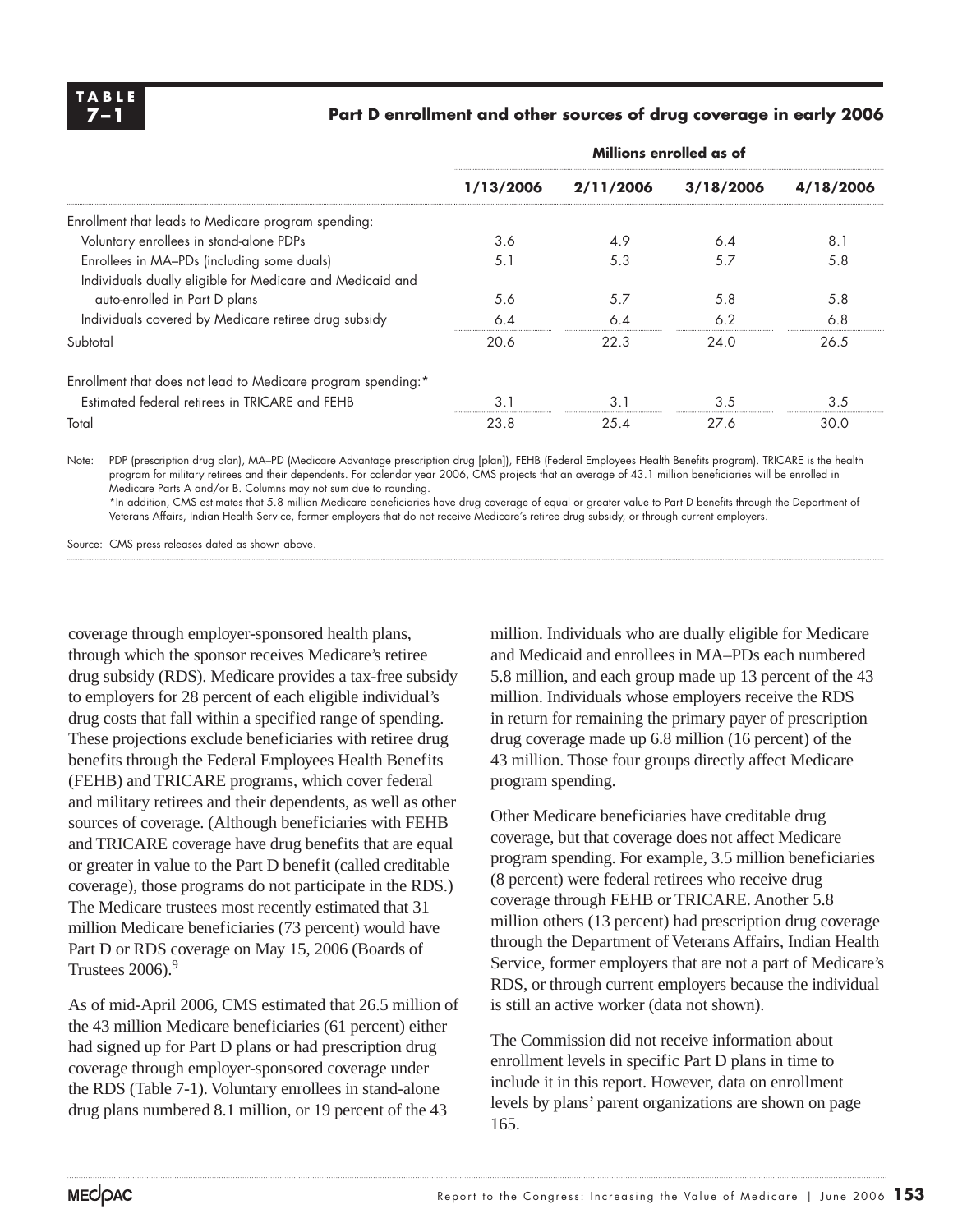**TABLE 7–1**

**Part D enrollment and other sources of drug coverage in early 2006**

| | Millions enrolled as of | | | |
|---|---|---|---|---|
| | **1/13/2006** | **2/11/2006** | **3/18/2006** | **4/18/2006** |
| Enrollment that leads to Medicare program spending: | | | | |
| Voluntary enrollees in stand-alone PDPs | 3.6 | 4.9 | 6.4 | 8.1 |
| Enrollees in MA–PDs (including some duals) | 5.1 | 5.3 | 5.7 | 5.8 |
| Individuals dually eligible for Medicare and Medicaid and auto-enrolled in Part D plans | 5.6 | 5.7 | 5.8 | 5.8 |
| Individuals covered by Medicare retiree drug subsidy | 6.4 | 6.4 | 6.2 | 6.8 |
| Subtotal | 20.6 | 22.3 | 24.0 | 26.5 |
| Enrollment that does not lead to Medicare program spending:* | | | | |
| Estimated federal retirees in TRICARE and FEHB | 3.1 | 3.1 | 3.5 | 3.5 |
| Total | 23.8 | 25.4 | 27.6 | 30.0 |

Note: PDP (prescription drug plan), MA–PD (Medicare Advantage prescription drug [plan]), FEHB (Federal Employees Health Benefits program). TRICARE is the health program for military retirees and their dependents. For calendar year 2006, CMS projects that an average of 43.1 million beneficiaries will be enrolled in Medicare Parts A and/or B. Columns may not sum due to rounding.
*In addition, CMS estimates that 5.8 million Medicare beneficiaries have drug coverage of equal or greater value to Part D benefits through the Department of Veterans Affairs, Indian Health Service, former employers that do not receive Medicare's retiree drug subsidy, or through current employers.

Source: CMS press releases dated as shown above.

coverage through employer-sponsored health plans, through which the sponsor receives Medicare's retiree drug subsidy (RDS). Medicare provides a tax-free subsidy to employers for 28 percent of each eligible individual's drug costs that fall within a specified range of spending. These projections exclude beneficiaries with retiree drug benefits through the Federal Employees Health Benefits (FEHB) and TRICARE programs, which cover federal and military retirees and their dependents, as well as other sources of coverage. (Although beneficiaries with FEHB and TRICARE coverage have drug benefits that are equal or greater in value to the Part D benefit (called creditable coverage), those programs do not participate in the RDS.) The Medicare trustees most recently estimated that 31 million Medicare beneficiaries (73 percent) would have Part D or RDS coverage on May 15, 2006 (Boards of Trustees 2006).[9]

As of mid-April 2006, CMS estimated that 26.5 million of the 43 million Medicare beneficiaries (61 percent) either had signed up for Part D plans or had prescription drug coverage through employer-sponsored coverage under the RDS (Table 7-1). Voluntary enrollees in stand-alone drug plans numbered 8.1 million, or 19 percent of the 43 million. Individuals who are dually eligible for Medicare and Medicaid and enrollees in MA–PDs each numbered 5.8 million, and each group made up 13 percent of the 43 million. Individuals whose employers receive the RDS in return for remaining the primary payer of prescription drug coverage made up 6.8 million (16 percent) of the 43 million. Those four groups directly affect Medicare program spending.

Other Medicare beneficiaries have creditable drug coverage, but that coverage does not affect Medicare program spending. For example, 3.5 million beneficiaries (8 percent) were federal retirees who receive drug coverage through FEHB or TRICARE. Another 5.8 million others (13 percent) had prescription drug coverage through the Department of Veterans Affairs, Indian Health Service, former employers that are not a part of Medicare's RDS, or through current employers because the individual is still an active worker (data not shown).

The Commission did not receive information about enrollment levels in specific Part D plans in time to include it in this report. However, data on enrollment levels by plans' parent organizations are shown on page 165.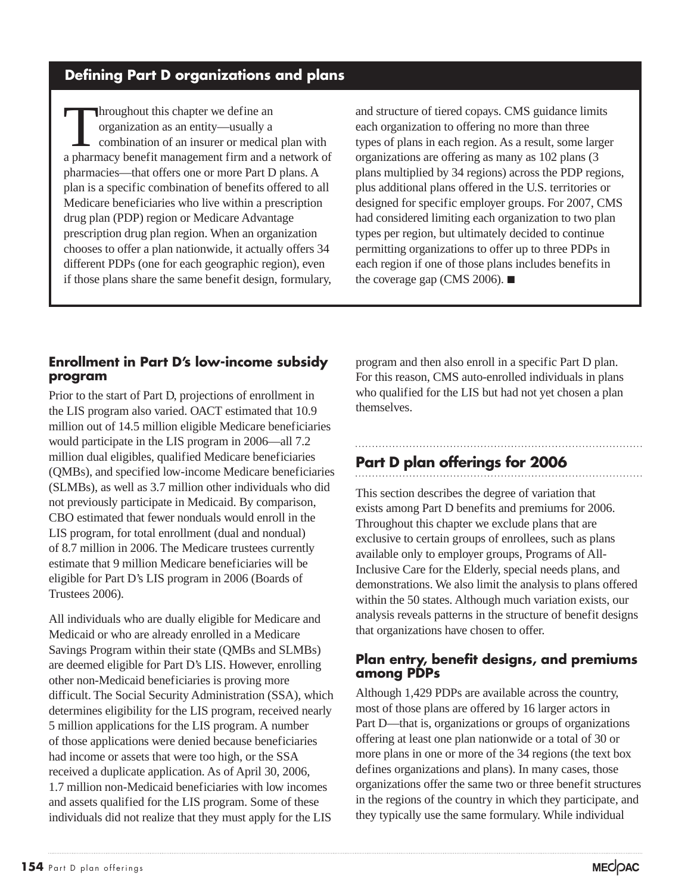## Defining Part D organizations and plans

Throughout this chapter we define an organization as an entity—usually a combination of an insurer or medical plan with a pharmacy benefit management firm and a network of pharmacies—that offers one or more Part D plans. A plan is a specific combination of benefits offered to all Medicare beneficiaries who live within a prescription drug plan (PDP) region or Medicare Advantage prescription drug plan region. When an organization chooses to offer a plan nationwide, it actually offers 34 different PDPs (one for each geographic region), even if those plans share the same benefit design, formulary, and structure of tiered copays. CMS guidance limits each organization to offering no more than three types of plans in each region. As a result, some larger organizations are offering as many as 102 plans (3 plans multiplied by 34 regions) across the PDP regions, plus additional plans offered in the U.S. territories or designed for specific employer groups. For 2007, CMS had considered limiting each organization to two plan types per region, but ultimately decided to continue permitting organizations to offer up to three PDPs in each region if one of those plans includes benefits in the coverage gap (CMS 2006). ■

### Enrollment in Part D's low-income subsidy program

Prior to the start of Part D, projections of enrollment in the LIS program also varied. OACT estimated that 10.9 million out of 14.5 million eligible Medicare beneficiaries would participate in the LIS program in 2006—all 7.2 million dual eligibles, qualified Medicare beneficiaries (QMBs), and specified low-income Medicare beneficiaries (SLMBs), as well as 3.7 million other individuals who did not previously participate in Medicaid. By comparison, CBO estimated that fewer nonduals would enroll in the LIS program, for total enrollment (dual and nondual) of 8.7 million in 2006. The Medicare trustees currently estimate that 9 million Medicare beneficiaries will be eligible for Part D's LIS program in 2006 (Boards of Trustees 2006).

All individuals who are dually eligible for Medicare and Medicaid or who are already enrolled in a Medicare Savings Program within their state (QMBs and SLMBs) are deemed eligible for Part D's LIS. However, enrolling other non-Medicaid beneficiaries is proving more difficult. The Social Security Administration (SSA), which determines eligibility for the LIS program, received nearly 5 million applications for the LIS program. A number of those applications were denied because beneficiaries had income or assets that were too high, or the SSA received a duplicate application. As of April 30, 2006, 1.7 million non-Medicaid beneficiaries with low incomes and assets qualified for the LIS program. Some of these individuals did not realize that they must apply for the LIS program and then also enroll in a specific Part D plan. For this reason, CMS auto-enrolled individuals in plans who qualified for the LIS but had not yet chosen a plan themselves.

## Part D plan offerings for 2006

This section describes the degree of variation that exists among Part D benefits and premiums for 2006. Throughout this chapter we exclude plans that are exclusive to certain groups of enrollees, such as plans available only to employer groups, Programs of All-Inclusive Care for the Elderly, special needs plans, and demonstrations. We also limit the analysis to plans offered within the 50 states. Although much variation exists, our analysis reveals patterns in the structure of benefit designs that organizations have chosen to offer.

### Plan entry, benefit designs, and premiums among PDPs

Although 1,429 PDPs are available across the country, most of those plans are offered by 16 larger actors in Part D—that is, organizations or groups of organizations offering at least one plan nationwide or a total of 30 or more plans in one or more of the 34 regions (the text box defines organizations and plans). In many cases, those organizations offer the same two or three benefit structures in the regions of the country in which they participate, and they typically use the same formulary. While individual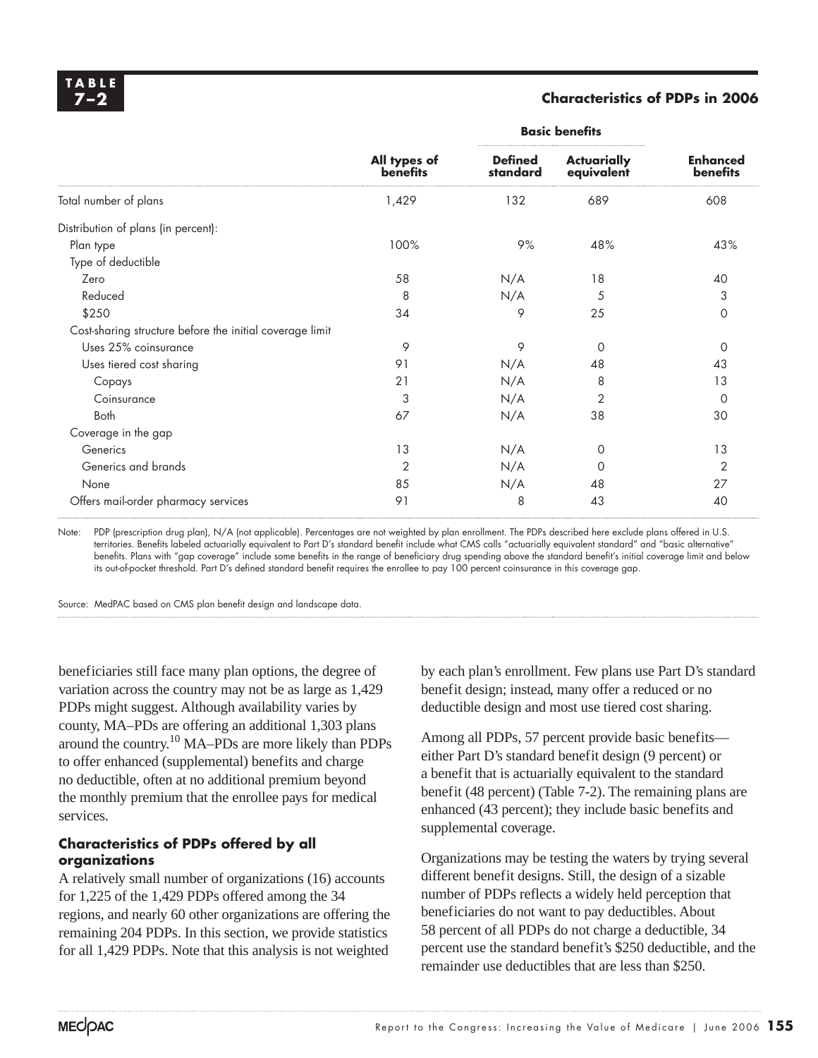**TABLE 7–2**

**Characteristics of PDPs in 2006**

| | All types of benefits | Basic benefits | | Enhanced benefits |
|---|---|---|---|---|
| | | Defined standard | Actuarially equivalent | |
| Total number of plans | 1,429 | 132 | 689 | 608 |
| Distribution of plans (in percent): | | | | |
| Plan type | 100% | 9% | 48% | 43% |
| Type of deductible | | | | |
| Zero | 58 | N/A | 18 | 40 |
| Reduced | 8 | N/A | 5 | 3 |
| $250 | 34 | 9 | 25 | 0 |
| Cost-sharing structure before the initial coverage limit | | | | |
| Uses 25% coinsurance | 9 | 9 | 0 | 0 |
| Uses tiered cost sharing | 91 | N/A | 48 | 43 |
| Copays | 21 | N/A | 8 | 13 |
| Coinsurance | 3 | N/A | 2 | 0 |
| Both | 67 | N/A | 38 | 30 |
| Coverage in the gap | | | | |
| Generics | 13 | N/A | 0 | 13 |
| Generics and brands | 2 | N/A | 0 | 2 |
| None | 85 | N/A | 48 | 27 |
| Offers mail-order pharmacy services | 91 | 8 | 43 | 40 |

Note: PDP (prescription drug plan), N/A (not applicable). Percentages are not weighted by plan enrollment. The PDPs described here exclude plans offered in U.S. territories. Benefits labeled actuarially equivalent to Part D's standard benefit include what CMS calls "actuarially equivalent standard" and "basic alternative" benefits. Plans with "gap coverage" include some benefits in the range of beneficiary drug spending above the standard benefit's initial coverage limit and below its out-of-pocket threshold. Part D's defined standard benefit requires the enrollee to pay 100 percent coinsurance in this coverage gap.

Source: MedPAC based on CMS plan benefit design and landscape data.

beneficiaries still face many plan options, the degree of variation across the country may not be as large as 1,429 PDPs might suggest. Although availability varies by county, MA–PDs are offering an additional 1,303 plans around the country.[10] MA–PDs are more likely than PDPs to offer enhanced (supplemental) benefits and charge no deductible, often at no additional premium beyond the monthly premium that the enrollee pays for medical services.

### Characteristics of PDPs offered by all organizations

A relatively small number of organizations (16) accounts for 1,225 of the 1,429 PDPs offered among the 34 regions, and nearly 60 other organizations are offering the remaining 204 PDPs. In this section, we provide statistics for all 1,429 PDPs. Note that this analysis is not weighted by each plan's enrollment. Few plans use Part D's standard benefit design; instead, many offer a reduced or no deductible design and most use tiered cost sharing.

Among all PDPs, 57 percent provide basic benefits—either Part D's standard benefit design (9 percent) or a benefit that is actuarially equivalent to the standard benefit (48 percent) (Table 7-2). The remaining plans are enhanced (43 percent); they include basic benefits and supplemental coverage.

Organizations may be testing the waters by trying several different benefit designs. Still, the design of a sizable number of PDPs reflects a widely held perception that beneficiaries do not want to pay deductibles. About 58 percent of all PDPs do not charge a deductible, 34 percent use the standard benefit's $250 deductible, and the remainder use deductibles that are less than $250.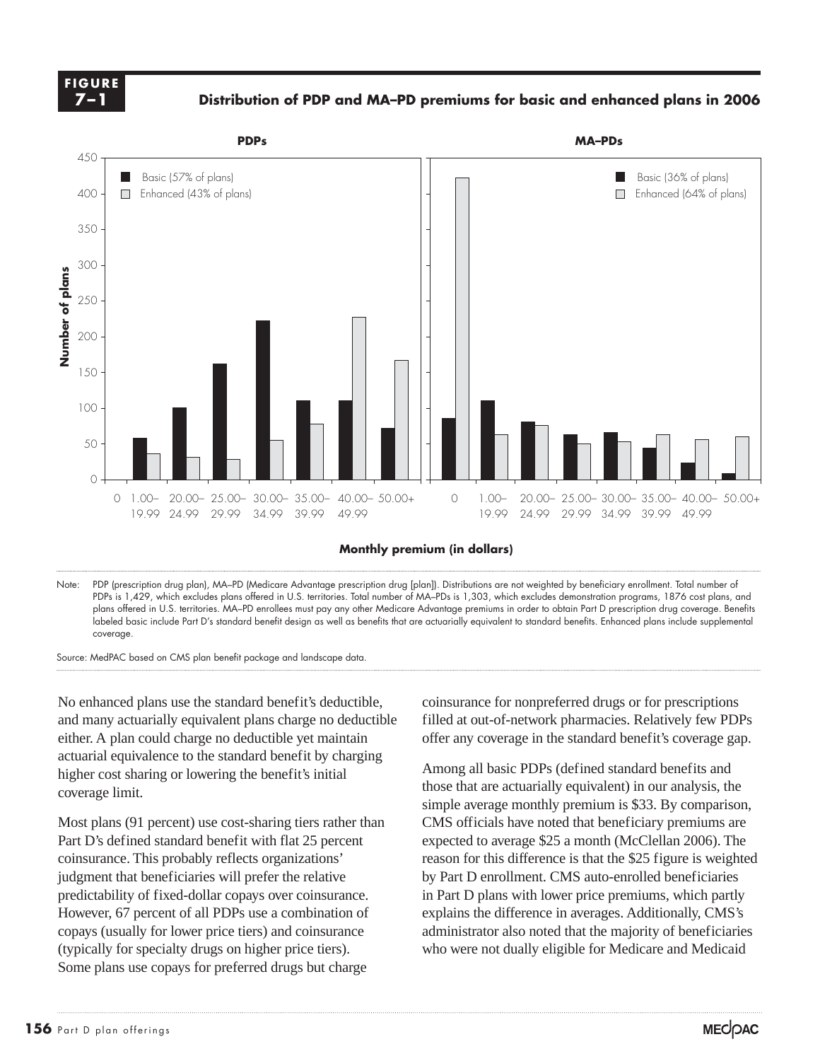**FIGURE 7–1**

**Distribution of PDP and MA–PD premiums for basic and enhanced plans in 2006**

**PDPs**

| Monthly premium (in dollars) | Basic (57% of plans) | Enhanced (43% of plans) |
|---|---|---|
| 0 | | |
| 1.00–19.99 | 58 | 37 |
| 20.00–24.99 | 101 | 32 |
| 25.00–29.99 | 162 | 29 |
| 30.00–34.99 | 222 | 55 |
| 35.00–39.99 | 111 | 78 |
| 40.00–49.99 | 111 | 227 |
| 50.00+ | 72 | 167 |

**MA–PDs**

| Monthly premium (in dollars) | Basic (36% of plans) | Enhanced (64% of plans) |
|---|---|---|
| 0 | 86 | 422 |
| 1.00–19.99 | 111 | 63 |
| 20.00–24.99 | 81 | 76 |
| 25.00–29.99 | 63 | 50 |
| 30.00–34.99 | 66 | 53 |
| 35.00–39.99 | 44 | 63 |
| 40.00–49.99 | 24 | 56 |
| 50.00+ | 9 | 60 |

Note: PDP (prescription drug plan), MA–PD (Medicare Advantage prescription drug [plan]). Distributions are not weighted by beneficiary enrollment. Total number of PDPs is 1,429, which excludes plans offered in U.S. territories. Total number of MA–PDs is 1,303, which excludes demonstration programs, 1876 cost plans, and plans offered in U.S. territories. MA–PD enrollees must pay any other Medicare Advantage premiums in order to obtain Part D prescription drug coverage. Benefits labeled basic include Part D's standard benefit design as well as benefits that are actuarially equivalent to standard benefits. Enhanced plans include supplemental coverage.

Source: MedPAC based on CMS plan benefit package and landscape data.

No enhanced plans use the standard benefit's deductible, and many actuarially equivalent plans charge no deductible either. A plan could charge no deductible yet maintain actuarial equivalence to the standard benefit by charging higher cost sharing or lowering the benefit's initial coverage limit.

Most plans (91 percent) use cost-sharing tiers rather than Part D's defined standard benefit with flat 25 percent coinsurance. This probably reflects organizations' judgment that beneficiaries will prefer the relative predictability of fixed-dollar copays over coinsurance. However, 67 percent of all PDPs use a combination of copays (usually for lower price tiers) and coinsurance (typically for specialty drugs on higher price tiers). Some plans use copays for preferred drugs but charge coinsurance for nonpreferred drugs or for prescriptions filled at out-of-network pharmacies. Relatively few PDPs offer any coverage in the standard benefit's coverage gap.

Among all basic PDPs (defined standard benefits and those that are actuarially equivalent) in our analysis, the simple average monthly premium is $33. By comparison, CMS officials have noted that beneficiary premiums are expected to average $25 a month (McClellan 2006). The reason for this difference is that the $25 figure is weighted by Part D enrollment. CMS auto-enrolled beneficiaries in Part D plans with lower price premiums, which partly explains the difference in averages. Additionally, CMS's administrator also noted that the majority of beneficiaries who were not dually eligible for Medicare and Medicaid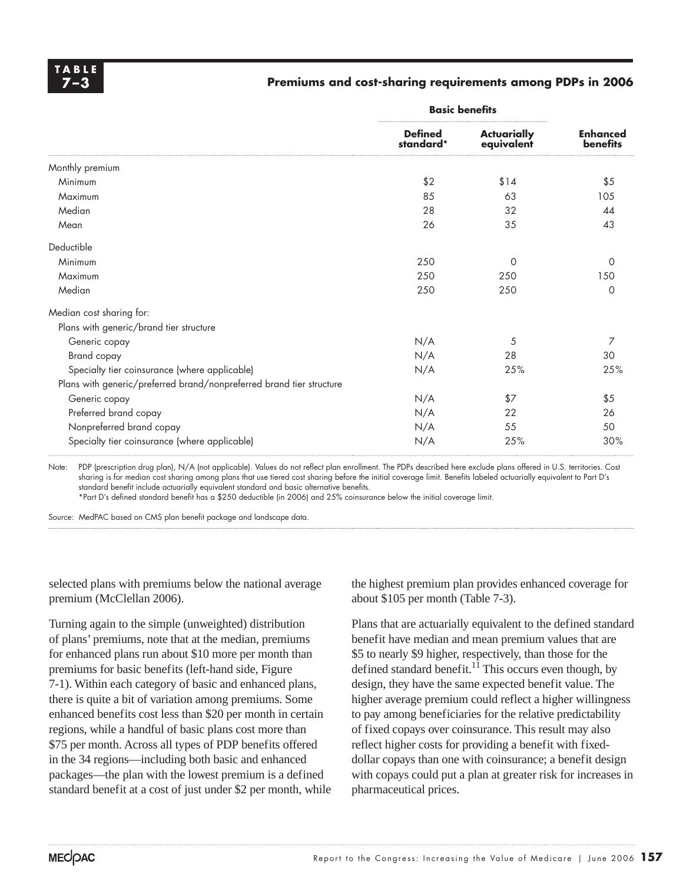**TABLE 7–3**

**Premiums and cost-sharing requirements among PDPs in 2006**

| | Basic benefits | | |
|---|---|---|---|
| | **Defined standard*** | **Actuarially equivalent** | **Enhanced benefits** |
| Monthly premium | | | |
| Minimum | $2 | $14 | $5 |
| Maximum | 85 | 63 | 105 |
| Median | 28 | 32 | 44 |
| Mean | 26 | 35 | 43 |
| Deductible | | | |
| Minimum | 250 | 0 | 0 |
| Maximum | 250 | 250 | 150 |
| Median | 250 | 250 | 0 |
| Median cost sharing for: | | | |
| Plans with generic/brand tier structure | | | |
| Generic copay | N/A | 5 | 7 |
| Brand copay | N/A | 28 | 30 |
| Specialty tier coinsurance (where applicable) | N/A | 25% | 25% |
| Plans with generic/preferred brand/nonpreferred brand tier structure | | | |
| Generic copay | N/A | $7 | $5 |
| Preferred brand copay | N/A | 22 | 26 |
| Nonpreferred brand copay | N/A | 55 | 50 |
| Specialty tier coinsurance (where applicable) | N/A | 25% | 30% |

Note: PDP (prescription drug plan), N/A (not applicable). Values do not reflect plan enrollment. The PDPs described here exclude plans offered in U.S. territories. Cost sharing is for median cost sharing among plans that use tiered cost sharing before the initial coverage limit. Benefits labeled actuarially equivalent to Part D's standard benefit include actuarially equivalent standard and basic alternative benefits.
*Part D's defined standard benefit has a $250 deductible (in 2006) and 25% coinsurance below the initial coverage limit.

Source: MedPAC based on CMS plan benefit package and landscape data.

selected plans with premiums below the national average premium (McClellan 2006).

Turning again to the simple (unweighted) distribution of plans' premiums, note that at the median, premiums for enhanced plans run about $10 more per month than premiums for basic benefits (left-hand side, Figure 7-1). Within each category of basic and enhanced plans, there is quite a bit of variation among premiums. Some enhanced benefits cost less than $20 per month in certain regions, while a handful of basic plans cost more than $75 per month. Across all types of PDP benefits offered in the 34 regions—including both basic and enhanced packages—the plan with the lowest premium is a defined standard benefit at a cost of just under $2 per month, while the highest premium plan provides enhanced coverage for about $105 per month (Table 7-3).

Plans that are actuarially equivalent to the defined standard benefit have median and mean premium values that are $5 to nearly $9 higher, respectively, than those for the defined standard benefit.[11] This occurs even though, by design, they have the same expected benefit value. The higher average premium could reflect a higher willingness to pay among beneficiaries for the relative predictability of fixed copays over coinsurance. This result may also reflect higher costs for providing a benefit with fixed-dollar copays than one with coinsurance; a benefit design with copays could put a plan at greater risk for increases in pharmaceutical prices.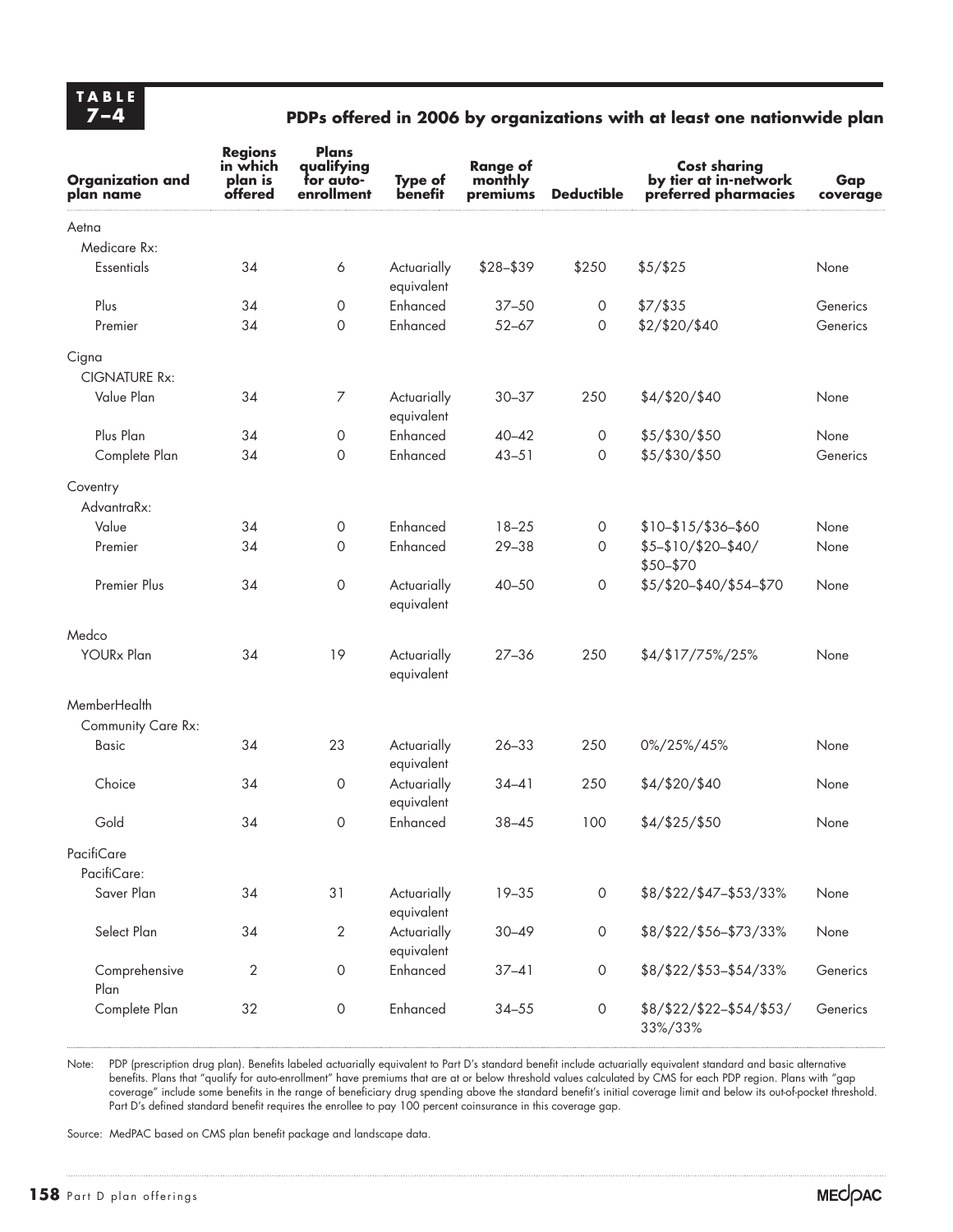**TABLE 7–4**

**PDPs offered in 2006 by organizations with at least one nationwide plan**

| Organization and plan name | Regions in which plan is offered | Plans qualifying for auto-enrollment | Type of benefit | Range of monthly premiums | Deductible | Cost sharing by tier at in-network preferred pharmacies | Gap coverage |
|---|---|---|---|---|---|---|---|
| Aetna | | | | | | | |
| Medicare Rx: | | | | | | | |
| Essentials | 34 | 6 | Actuarially equivalent | $28–$39 | $250 | $5/$25 | None |
| Plus | 34 | 0 | Enhanced | 37–50 | 0 | $7/$35 | Generics |
| Premier | 34 | 0 | Enhanced | 52–67 | 0 | $2/$20/$40 | Generics |
| Cigna | | | | | | | |
| CIGNATURE Rx: | | | | | | | |
| Value Plan | 34 | 7 | Actuarially equivalent | 30–37 | 250 | $4/$20/$40 | None |
| Plus Plan | 34 | 0 | Enhanced | 40–42 | 0 | $5/$30/$50 | None |
| Complete Plan | 34 | 0 | Enhanced | 43–51 | 0 | $5/$30/$50 | Generics |
| Coventry | | | | | | | |
| AdvantraRx: | | | | | | | |
| Value | 34 | 0 | Enhanced | 18–25 | 0 | $10–$15/$36–$60 | None |
| Premier | 34 | 0 | Enhanced | 29–38 | 0 | $5–$10/$20–$40/ $50–$70 | None |
| Premier Plus | 34 | 0 | Actuarially equivalent | 40–50 | 0 | $5/$20–$40/$54–$70 | None |
| Medco | | | | | | | |
| YOURx Plan | 34 | 19 | Actuarially equivalent | 27–36 | 250 | $4/$17/75%/25% | None |
| MemberHealth | | | | | | | |
| Community Care Rx: | | | | | | | |
| Basic | 34 | 23 | Actuarially equivalent | 26–33 | 250 | 0%/25%/45% | None |
| Choice | 34 | 0 | Actuarially equivalent | 34–41 | 250 | $4/$20/$40 | None |
| Gold | 34 | 0 | Enhanced | 38–45 | 100 | $4/$25/$50 | None |
| PacifiCare | | | | | | | |
| PacifiCare: | | | | | | | |
| Saver Plan | 34 | 31 | Actuarially equivalent | 19–35 | 0 | $8/$22/$47–$53/33% | None |
| Select Plan | 34 | 2 | Actuarially equivalent | 30–49 | 0 | $8/$22/$56–$73/33% | None |
| Comprehensive Plan | 2 | 0 | Enhanced | 37–41 | 0 | $8/$22/$53–$54/33% | Generics |
| Complete Plan | 32 | 0 | Enhanced | 34–55 | 0 | $8/$22/$22–$54/$53/ 33%/33% | Generics |

Note: PDP (prescription drug plan). Benefits labeled actuarially equivalent to Part D's standard benefit include actuarially equivalent standard and basic alternative benefits. Plans that "qualify for auto-enrollment" have premiums that are at or below threshold values calculated by CMS for each PDP region. Plans with "gap coverage" include some benefits in the range of beneficiary drug spending above the standard benefit's initial coverage limit and below its out-of-pocket threshold. Part D's defined standard benefit requires the enrollee to pay 100 percent coinsurance in this coverage gap.

Source: MedPAC based on CMS plan benefit package and landscape data.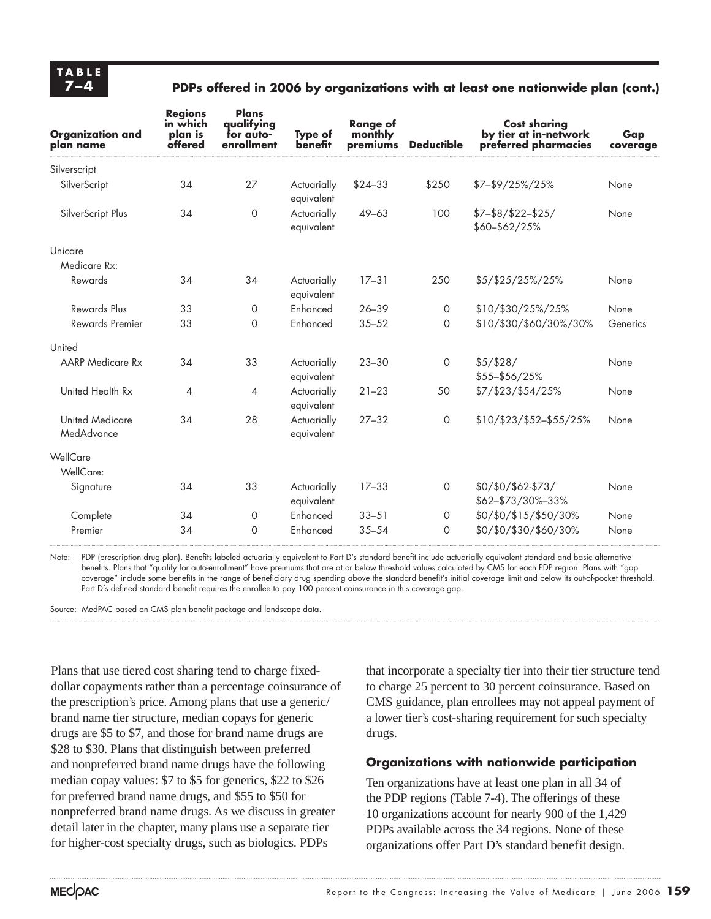**TABLE 7–4 PDPs offered in 2006 by organizations with at least one nationwide plan (cont.)**

| Organization and plan name | Regions in which plan is offered | Plans qualifying for auto-enrollment | Type of benefit | Range of monthly premiums | Deductible | Cost sharing by tier at in-network preferred pharmacies | Gap coverage |
|---|---|---|---|---|---|---|---|
| Silverscript | | | | | | | |
| SilverScript | 34 | 27 | Actuarially equivalent | $24–33 | $250 | $7–$9/25%/25% | None |
| SilverScript Plus | 34 | 0 | Actuarially equivalent | 49–63 | 100 | $7–$8/$22–$25/ $60–$62/25% | None |
| Unicare | | | | | | | |
| Medicare Rx: | | | | | | | |
| Rewards | 34 | 34 | Actuarially equivalent | 17–31 | 250 | $5/$25/25%/25% | None |
| Rewards Plus | 33 | 0 | Enhanced | 26–39 | 0 | $10/$30/25%/25% | None |
| Rewards Premier | 33 | 0 | Enhanced | 35–52 | 0 | $10/$30/$60/30%/30% | Generics |
| United | | | | | | | |
| AARP Medicare Rx | 34 | 33 | Actuarially equivalent | 23–30 | 0 | $5/$28/ $55–$56/25% | None |
| United Health Rx | 4 | 4 | Actuarially equivalent | 21–23 | 50 | $7/$23/$54/25% | None |
| United Medicare MedAdvance | 34 | 28 | Actuarially equivalent | 27–32 | 0 | $10/$23/$52–$55/25% | None |
| WellCare | | | | | | | |
| WellCare: | | | | | | | |
| Signature | 34 | 33 | Actuarially equivalent | 17–33 | 0 | $0/$0/$62-$73/ $62–$73/30%–33% | None |
| Complete | 34 | 0 | Enhanced | 33–51 | 0 | $0/$0/$15/$50/30% | None |
| Premier | 34 | 0 | Enhanced | 35–54 | 0 | $0/$0/$30/$60/30% | None |

Note: PDP (prescription drug plan). Benefits labeled actuarially equivalent to Part D's standard benefit include actuarially equivalent standard and basic alternative benefits. Plans that "qualify for auto-enrollment" have premiums that are at or below threshold values calculated by CMS for each PDP region. Plans with "gap coverage" include some benefits in the range of beneficiary drug spending above the standard benefit's initial coverage limit and below its out-of-pocket threshold. Part D's defined standard benefit requires the enrollee to pay 100 percent coinsurance in this coverage gap.

Source: MedPAC based on CMS plan benefit package and landscape data.

Plans that use tiered cost sharing tend to charge fixed-dollar copayments rather than a percentage coinsurance of the prescription's price. Among plans that use a generic/brand name tier structure, median copays for generic drugs are $5 to $7, and those for brand name drugs are $28 to $30. Plans that distinguish between preferred and nonpreferred brand name drugs have the following median copay values: $7 to $5 for generics, $22 to $26 for preferred brand name drugs, and $55 to $50 for nonpreferred brand name drugs. As we discuss in greater detail later in the chapter, many plans use a separate tier for higher-cost specialty drugs, such as biologics. PDPs that incorporate a specialty tier into their tier structure tend to charge 25 percent to 30 percent coinsurance. Based on CMS guidance, plan enrollees may not appeal payment of a lower tier's cost-sharing requirement for such specialty drugs.

### Organizations with nationwide participation

Ten organizations have at least one plan in all 34 of the PDP regions (Table 7-4). The offerings of these 10 organizations account for nearly 900 of the 1,429 PDPs available across the 34 regions. None of these organizations offer Part D's standard benefit design.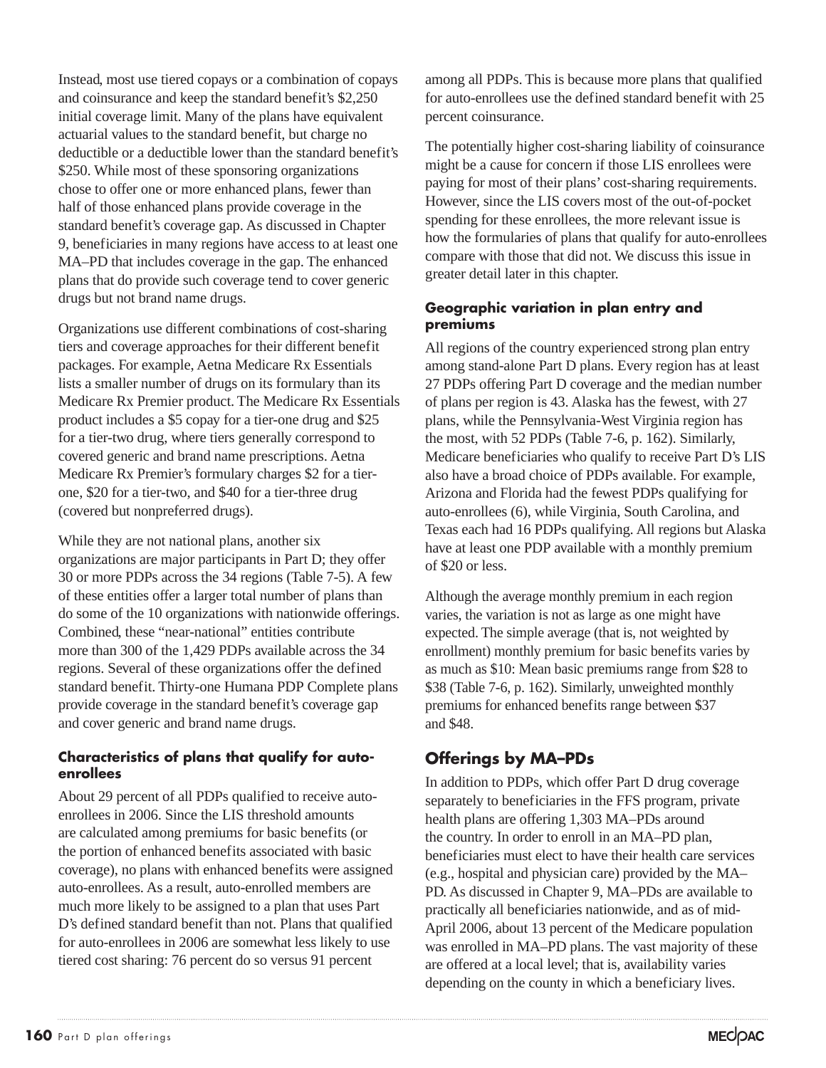Instead, most use tiered copays or a combination of copays and coinsurance and keep the standard benefit's $2,250 initial coverage limit. Many of the plans have equivalent actuarial values to the standard benefit, but charge no deductible or a deductible lower than the standard benefit's $250. While most of these sponsoring organizations chose to offer one or more enhanced plans, fewer than half of those enhanced plans provide coverage in the standard benefit's coverage gap. As discussed in Chapter 9, beneficiaries in many regions have access to at least one MA–PD that includes coverage in the gap. The enhanced plans that do provide such coverage tend to cover generic drugs but not brand name drugs.

Organizations use different combinations of cost-sharing tiers and coverage approaches for their different benefit packages. For example, Aetna Medicare Rx Essentials lists a smaller number of drugs on its formulary than its Medicare Rx Premier product. The Medicare Rx Essentials product includes a $5 copay for a tier-one drug and $25 for a tier-two drug, where tiers generally correspond to covered generic and brand name prescriptions. Aetna Medicare Rx Premier's formulary charges $2 for a tier-one, $20 for a tier-two, and $40 for a tier-three drug (covered but nonpreferred drugs).

While they are not national plans, another six organizations are major participants in Part D; they offer 30 or more PDPs across the 34 regions (Table 7-5). A few of these entities offer a larger total number of plans than do some of the 10 organizations with nationwide offerings. Combined, these "near-national" entities contribute more than 300 of the 1,429 PDPs available across the 34 regions. Several of these organizations offer the defined standard benefit. Thirty-one Humana PDP Complete plans provide coverage in the standard benefit's coverage gap and cover generic and brand name drugs.

### Characteristics of plans that qualify for auto-enrollees

About 29 percent of all PDPs qualified to receive auto-enrollees in 2006. Since the LIS threshold amounts are calculated among premiums for basic benefits (or the portion of enhanced benefits associated with basic coverage), no plans with enhanced benefits were assigned auto-enrollees. As a result, auto-enrolled members are much more likely to be assigned to a plan that uses Part D's defined standard benefit than not. Plans that qualified for auto-enrollees in 2006 are somewhat less likely to use tiered cost sharing: 76 percent do so versus 91 percent among all PDPs. This is because more plans that qualified for auto-enrollees use the defined standard benefit with 25 percent coinsurance.

The potentially higher cost-sharing liability of coinsurance might be a cause for concern if those LIS enrollees were paying for most of their plans' cost-sharing requirements. However, since the LIS covers most of the out-of-pocket spending for these enrollees, the more relevant issue is how the formularies of plans that qualify for auto-enrollees compare with those that did not. We discuss this issue in greater detail later in this chapter.

### Geographic variation in plan entry and premiums

All regions of the country experienced strong plan entry among stand-alone Part D plans. Every region has at least 27 PDPs offering Part D coverage and the median number of plans per region is 43. Alaska has the fewest, with 27 plans, while the Pennsylvania-West Virginia region has the most, with 52 PDPs (Table 7-6, p. 162). Similarly, Medicare beneficiaries who qualify to receive Part D's LIS also have a broad choice of PDPs available. For example, Arizona and Florida had the fewest PDPs qualifying for auto-enrollees (6), while Virginia, South Carolina, and Texas each had 16 PDPs qualifying. All regions but Alaska have at least one PDP available with a monthly premium of $20 or less.

Although the average monthly premium in each region varies, the variation is not as large as one might have expected. The simple average (that is, not weighted by enrollment) monthly premium for basic benefits varies by as much as $10: Mean basic premiums range from $28 to $38 (Table 7-6, p. 162). Similarly, unweighted monthly premiums for enhanced benefits range between $37 and $48.

## Offerings by MA–PDs

In addition to PDPs, which offer Part D drug coverage separately to beneficiaries in the FFS program, private health plans are offering 1,303 MA–PDs around the country. In order to enroll in an MA–PD plan, beneficiaries must elect to have their health care services (e.g., hospital and physician care) provided by the MA–PD. As discussed in Chapter 9, MA–PDs are available to practically all beneficiaries nationwide, and as of mid-April 2006, about 13 percent of the Medicare population was enrolled in MA–PD plans. The vast majority of these are offered at a local level; that is, availability varies depending on the county in which a beneficiary lives.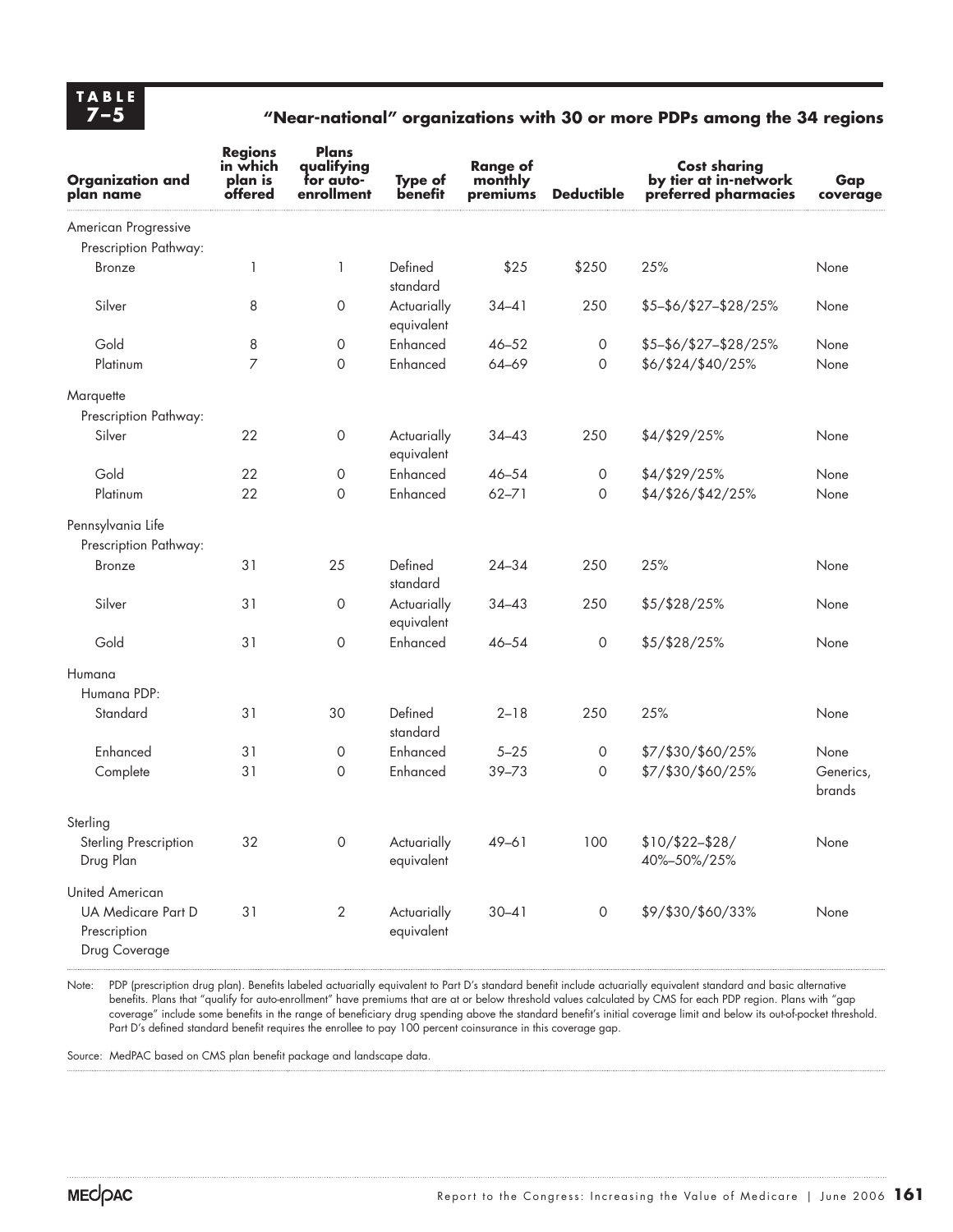**TABLE 7–5**

**"Near-national" organizations with 30 or more PDPs among the 34 regions**

| Organization and plan name | Regions in which plan is offered | Plans qualifying for auto-enrollment | Type of benefit | Range of monthly premiums | Deductible | Cost sharing by tier at in-network preferred pharmacies | Gap coverage |
|---|---|---|---|---|---|---|---|
| American Progressive | | | | | | | |
| Prescription Pathway: | | | | | | | |
| Bronze | 1 | 1 | Defined standard | $25 | $250 | 25% | None |
| Silver | 8 | 0 | Actuarially equivalent | 34–41 | 250 | $5–$6/$27–$28/25% | None |
| Gold | 8 | 0 | Enhanced | 46–52 | 0 | $5–$6/$27–$28/25% | None |
| Platinum | 7 | 0 | Enhanced | 64–69 | 0 | $6/$24/$40/25% | None |
| Marquette | | | | | | | |
| Prescription Pathway: | | | | | | | |
| Silver | 22 | 0 | Actuarially equivalent | 34–43 | 250 | $4/$29/25% | None |
| Gold | 22 | 0 | Enhanced | 46–54 | 0 | $4/$29/25% | None |
| Platinum | 22 | 0 | Enhanced | 62–71 | 0 | $4/$26/$42/25% | None |
| Pennsylvania Life | | | | | | | |
| Prescription Pathway: | | | | | | | |
| Bronze | 31 | 25 | Defined standard | 24–34 | 250 | 25% | None |
| Silver | 31 | 0 | Actuarially equivalent | 34–43 | 250 | $5/$28/25% | None |
| Gold | 31 | 0 | Enhanced | 46–54 | 0 | $5/$28/25% | None |
| Humana | | | | | | | |
| Humana PDP: | | | | | | | |
| Standard | 31 | 30 | Defined standard | 2–18 | 250 | 25% | None |
| Enhanced | 31 | 0 | Enhanced | 5–25 | 0 | $7/$30/$60/25% | None |
| Complete | 31 | 0 | Enhanced | 39–73 | 0 | $7/$30/$60/25% | Generics, brands |
| Sterling | | | | | | | |
| Sterling Prescription Drug Plan | 32 | 0 | Actuarially equivalent | 49–61 | 100 | $10/$22–$28/ 40%–50%/25% | None |
| United American | | | | | | | |
| UA Medicare Part D Prescription Drug Coverage | 31 | 2 | Actuarially equivalent | 30–41 | 0 | $9/$30/$60/33% | None |

Note: PDP (prescription drug plan). Benefits labeled actuarially equivalent to Part D's standard benefit include actuarially equivalent standard and basic alternative benefits. Plans that "qualify for auto-enrollment" have premiums that are at or below threshold values calculated by CMS for each PDP region. Plans with "gap coverage" include some benefits in the range of beneficiary drug spending above the standard benefit's initial coverage limit and below its out-of-pocket threshold. Part D's defined standard benefit requires the enrollee to pay 100 percent coinsurance in this coverage gap.

Source: MedPAC based on CMS plan benefit package and landscape data.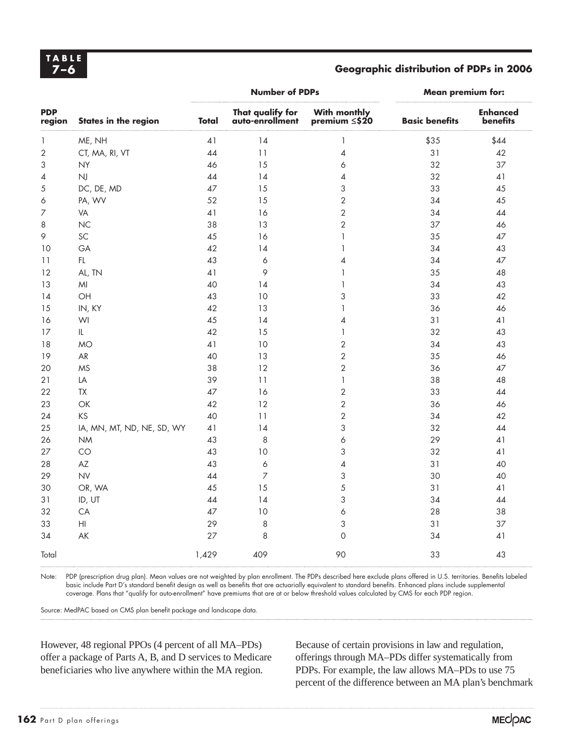**TABLE 7–6**

**Geographic distribution of PDPs in 2006**

| | | Number of PDPs | | | Mean premium for: | |
|---|---|---|---|---|---|---|
| **PDP region** | **States in the region** | **Total** | **That qualify for auto-enrollment** | **With monthly premium ≤$20** | **Basic benefits** | **Enhanced benefits** |
| 1 | ME, NH | 41 | 14 | 1 | $35 | $44 |
| 2 | CT, MA, RI, VT | 44 | 11 | 4 | 31 | 42 |
| 3 | NY | 46 | 15 | 6 | 32 | 37 |
| 4 | NJ | 44 | 14 | 4 | 32 | 41 |
| 5 | DC, DE, MD | 47 | 15 | 3 | 33 | 45 |
| 6 | PA, WV | 52 | 15 | 2 | 34 | 45 |
| 7 | VA | 41 | 16 | 2 | 34 | 44 |
| 8 | NC | 38 | 13 | 2 | 37 | 46 |
| 9 | SC | 45 | 16 | 1 | 35 | 47 |
| 10 | GA | 42 | 14 | 1 | 34 | 43 |
| 11 | FL | 43 | 6 | 4 | 34 | 47 |
| 12 | AL, TN | 41 | 9 | 1 | 35 | 48 |
| 13 | MI | 40 | 14 | 1 | 34 | 43 |
| 14 | OH | 43 | 10 | 3 | 33 | 42 |
| 15 | IN, KY | 42 | 13 | 1 | 36 | 46 |
| 16 | WI | 45 | 14 | 4 | 31 | 41 |
| 17 | IL | 42 | 15 | 1 | 32 | 43 |
| 18 | MO | 41 | 10 | 2 | 34 | 43 |
| 19 | AR | 40 | 13 | 2 | 35 | 46 |
| 20 | MS | 38 | 12 | 2 | 36 | 47 |
| 21 | LA | 39 | 11 | 1 | 38 | 48 |
| 22 | TX | 47 | 16 | 2 | 33 | 44 |
| 23 | OK | 42 | 12 | 2 | 36 | 46 |
| 24 | KS | 40 | 11 | 2 | 34 | 42 |
| 25 | IA, MN, MT, ND, NE, SD, WY | 41 | 14 | 3 | 32 | 44 |
| 26 | NM | 43 | 8 | 6 | 29 | 41 |
| 27 | CO | 43 | 10 | 3 | 32 | 41 |
| 28 | AZ | 43 | 6 | 4 | 31 | 40 |
| 29 | NV | 44 | 7 | 3 | 30 | 40 |
| 30 | OR, WA | 45 | 15 | 5 | 31 | 41 |
| 31 | ID, UT | 44 | 14 | 3 | 34 | 44 |
| 32 | CA | 47 | 10 | 6 | 28 | 38 |
| 33 | HI | 29 | 8 | 3 | 31 | 37 |
| 34 | AK | 27 | 8 | 0 | 34 | 41 |
| Total | | 1,429 | 409 | 90 | 33 | 43 |

Note: PDP (prescription drug plan). Mean values are not weighted by plan enrollment. The PDPs described here exclude plans offered in U.S. territories. Benefits labeled basic include Part D's standard benefit design as well as benefits that are actuarially equivalent to standard benefits. Enhanced plans include supplemental coverage. Plans that "qualify for auto-enrollment" have premiums that are at or below threshold values calculated by CMS for each PDP region.

Source: MedPAC based on CMS plan benefit package and landscape data.

However, 48 regional PPOs (4 percent of all MA–PDs) offer a package of Parts A, B, and D services to Medicare beneficiaries who live anywhere within the MA region.

Because of certain provisions in law and regulation, offerings through MA–PDs differ systematically from PDPs. For example, the law allows MA–PDs to use 75 percent of the difference between an MA plan's benchmark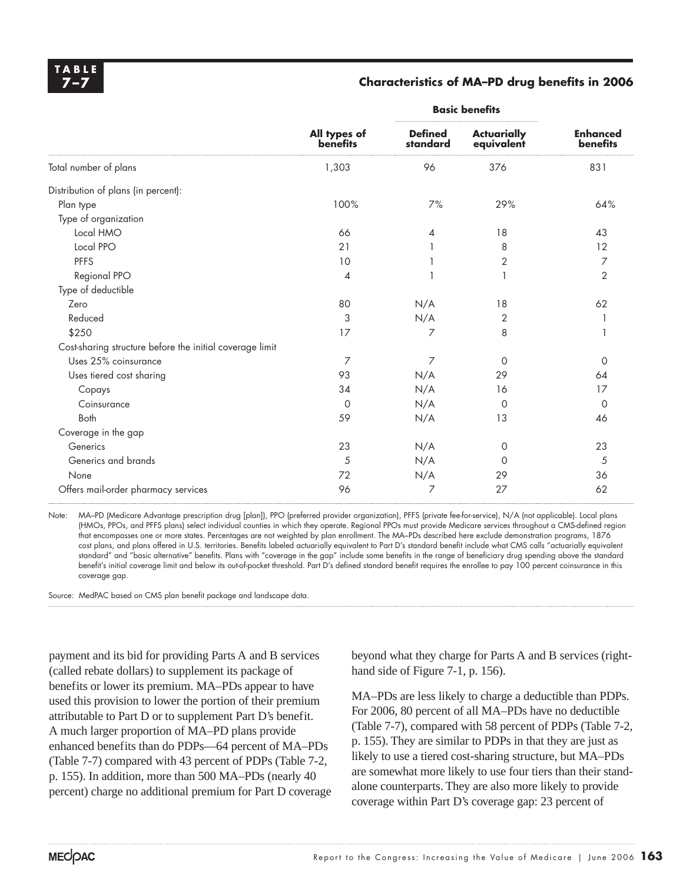**TABLE 7–7**

**Characteristics of MA–PD drug benefits in 2006**

| | All types of benefits | Basic benefits: Defined standard | Basic benefits: Actuarially equivalent | Enhanced benefits |
|---|---|---|---|---|
| Total number of plans | 1,303 | 96 | 376 | 831 |
| Distribution of plans (in percent): | | | | |
| Plan type | 100% | 7% | 29% | 64% |
| Type of organization | | | | |
| Local HMO | 66 | 4 | 18 | 43 |
| Local PPO | 21 | 1 | 8 | 12 |
| PFFS | 10 | 1 | 2 | 7 |
| Regional PPO | 4 | 1 | 1 | 2 |
| Type of deductible | | | | |
| Zero | 80 | N/A | 18 | 62 |
| Reduced | 3 | N/A | 2 | 1 |
| $250 | 17 | 7 | 8 | 1 |
| Cost-sharing structure before the initial coverage limit | | | | |
| Uses 25% coinsurance | 7 | 7 | 0 | 0 |
| Uses tiered cost sharing | 93 | N/A | 29 | 64 |
| Copays | 34 | N/A | 16 | 17 |
| Coinsurance | 0 | N/A | 0 | 0 |
| Both | 59 | N/A | 13 | 46 |
| Coverage in the gap | | | | |
| Generics | 23 | N/A | 0 | 23 |
| Generics and brands | 5 | N/A | 0 | 5 |
| None | 72 | N/A | 29 | 36 |
| Offers mail-order pharmacy services | 96 | 7 | 27 | 62 |

Note: MA–PD (Medicare Advantage prescription drug [plan]), PPO (preferred provider organization), PFFS (private fee-for-service), N/A (not applicable). Local plans (HMOs, PPOs, and PFFS plans) select individual counties in which they operate. Regional PPOs must provide Medicare services throughout a CMS-defined region that encompasses one or more states. Percentages are not weighted by plan enrollment. The MA–PDs described here exclude demonstration programs, 1876 cost plans, and plans offered in U.S. territories. Benefits labeled actuarially equivalent to Part D's standard benefit include what CMS calls "actuarially equivalent standard" and "basic alternative" benefits. Plans with "coverage in the gap" include some benefits in the range of beneficiary drug spending above the standard benefit's initial coverage limit and below its out-of-pocket threshold. Part D's defined standard benefit requires the enrollee to pay 100 percent coinsurance in this coverage gap.

Source: MedPAC based on CMS plan benefit package and landscape data.

payment and its bid for providing Parts A and B services (called rebate dollars) to supplement its package of benefits or lower its premium. MA–PDs appear to have used this provision to lower the portion of their premium attributable to Part D or to supplement Part D's benefit. A much larger proportion of MA–PD plans provide enhanced benefits than do PDPs—64 percent of MA–PDs (Table 7-7) compared with 43 percent of PDPs (Table 7-2, p. 155). In addition, more than 500 MA–PDs (nearly 40 percent) charge no additional premium for Part D coverage beyond what they charge for Parts A and B services (right-hand side of Figure 7-1, p. 156).

MA–PDs are less likely to charge a deductible than PDPs. For 2006, 80 percent of all MA–PDs have no deductible (Table 7-7), compared with 58 percent of PDPs (Table 7-2, p. 155). They are similar to PDPs in that they are just as likely to use a tiered cost-sharing structure, but MA–PDs are somewhat more likely to use four tiers than their stand-alone counterparts. They are also more likely to provide coverage within Part D's coverage gap: 23 percent of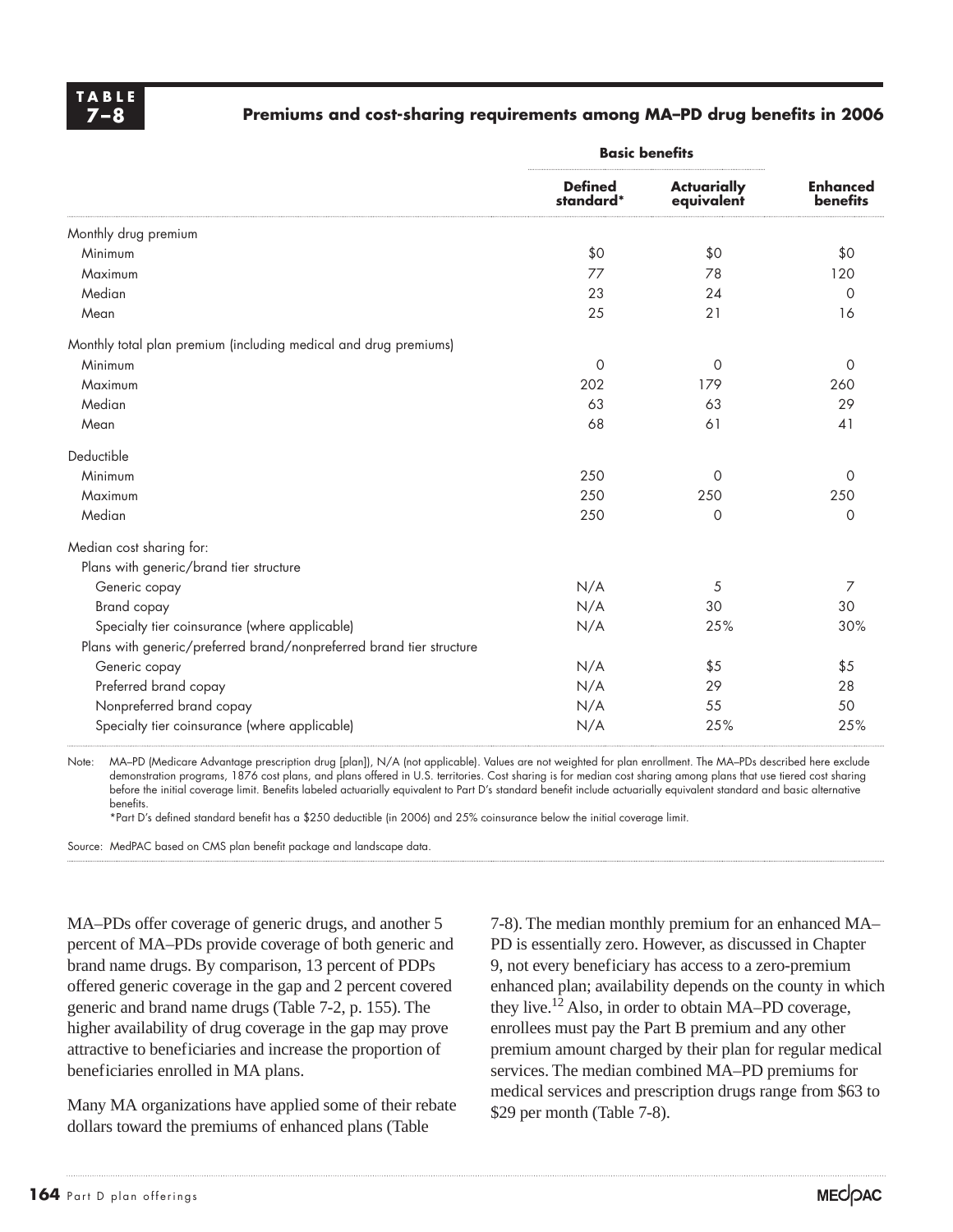**TABLE 7–8**

**Premiums and cost-sharing requirements among MA–PD drug benefits in 2006**

| | Basic benefits | | |
|---|---|---|---|
| | **Defined standard*** | **Actuarially equivalent** | **Enhanced benefits** |
| Monthly drug premium | | | |
| Minimum | $0 | $0 | $0 |
| Maximum | 77 | 78 | 120 |
| Median | 23 | 24 | 0 |
| Mean | 25 | 21 | 16 |
| Monthly total plan premium (including medical and drug premiums) | | | |
| Minimum | 0 | 0 | 0 |
| Maximum | 202 | 179 | 260 |
| Median | 63 | 63 | 29 |
| Mean | 68 | 61 | 41 |
| Deductible | | | |
| Minimum | 250 | 0 | 0 |
| Maximum | 250 | 250 | 250 |
| Median | 250 | 0 | 0 |
| Median cost sharing for: | | | |
| Plans with generic/brand tier structure | | | |
| Generic copay | N/A | 5 | 7 |
| Brand copay | N/A | 30 | 30 |
| Specialty tier coinsurance (where applicable) | N/A | 25% | 30% |
| Plans with generic/preferred brand/nonpreferred brand tier structure | | | |
| Generic copay | N/A | $5 | $5 |
| Preferred brand copay | N/A | 29 | 28 |
| Nonpreferred brand copay | N/A | 55 | 50 |
| Specialty tier coinsurance (where applicable) | N/A | 25% | 25% |

Note: MA–PD (Medicare Advantage prescription drug [plan]), N/A (not applicable). Values are not weighted for plan enrollment. The MA–PDs described here exclude demonstration programs, 1876 cost plans, and plans offered in U.S. territories. Cost sharing is for median cost sharing among plans that use tiered cost sharing before the initial coverage limit. Benefits labeled actuarially equivalent to Part D's standard benefit include actuarially equivalent standard and basic alternative benefits.
*Part D's defined standard benefit has a $250 deductible (in 2006) and 25% coinsurance below the initial coverage limit.

Source: MedPAC based on CMS plan benefit package and landscape data.

MA–PDs offer coverage of generic drugs, and another 5 percent of MA–PDs provide coverage of both generic and brand name drugs. By comparison, 13 percent of PDPs offered generic coverage in the gap and 2 percent covered generic and brand name drugs (Table 7-2, p. 155). The higher availability of drug coverage in the gap may prove attractive to beneficiaries and increase the proportion of beneficiaries enrolled in MA plans.

Many MA organizations have applied some of their rebate dollars toward the premiums of enhanced plans (Table 7-8). The median monthly premium for an enhanced MA–PD is essentially zero. However, as discussed in Chapter 9, not every beneficiary has access to a zero-premium enhanced plan; availability depends on the county in which they live.[12] Also, in order to obtain MA–PD coverage, enrollees must pay the Part B premium and any other premium amount charged by their plan for regular medical services. The median combined MA–PD premiums for medical services and prescription drugs range from $63 to $29 per month (Table 7-8).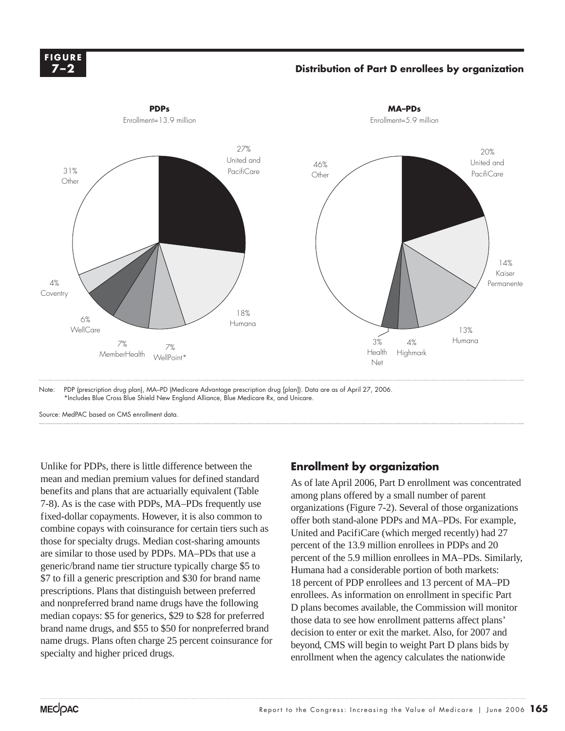**FIGURE 7–2**

**Distribution of Part D enrollees by organization**

**PDPs**
Enrollment=13.9 million

27% United and PacifiCare
18% Humana
7% WellPoint*
7% MemberHealth
6% WellCare
4% Coventry
31% Other

**MA–PDs**
Enrollment=5.9 million

20% United and PacifiCare
14% Kaiser Permanente
13% Humana
4% Highmark
3% Health Net
46% Other

Note: PDP (prescription drug plan), MA–PD (Medicare Advantage prescription drug [plan]). Data are as of April 27, 2006.
*Includes Blue Cross Blue Shield New England Alliance, Blue Medicare Rx, and Unicare.

Source: MedPAC based on CMS enrollment data.

Unlike for PDPs, there is little difference between the mean and median premium values for defined standard benefits and plans that are actuarially equivalent (Table 7-8). As is the case with PDPs, MA–PDs frequently use fixed-dollar copayments. However, it is also common to combine copays with coinsurance for certain tiers such as those for specialty drugs. Median cost-sharing amounts are similar to those used by PDPs. MA–PDs that use a generic/brand name tier structure typically charge $5 to $7 to fill a generic prescription and $30 for brand name prescriptions. Plans that distinguish between preferred and nonpreferred brand name drugs have the following median copays: $5 for generics, $29 to $28 for preferred brand name drugs, and $55 to $50 for nonpreferred brand name drugs. Plans often charge 25 percent coinsurance for specialty and higher priced drugs.

## Enrollment by organization

As of late April 2006, Part D enrollment was concentrated among plans offered by a small number of parent organizations (Figure 7-2). Several of those organizations offer both stand-alone PDPs and MA–PDs. For example, United and PacifiCare (which merged recently) had 27 percent of the 13.9 million enrollees in PDPs and 20 percent of the 5.9 million enrollees in MA–PDs. Similarly, Humana had a considerable portion of both markets: 18 percent of PDP enrollees and 13 percent of MA–PD enrollees. As information on enrollment in specific Part D plans becomes available, the Commission will monitor those data to see how enrollment patterns affect plans' decision to enter or exit the market. Also, for 2007 and beyond, CMS will begin to weight Part D plans bids by enrollment when the agency calculates the nationwide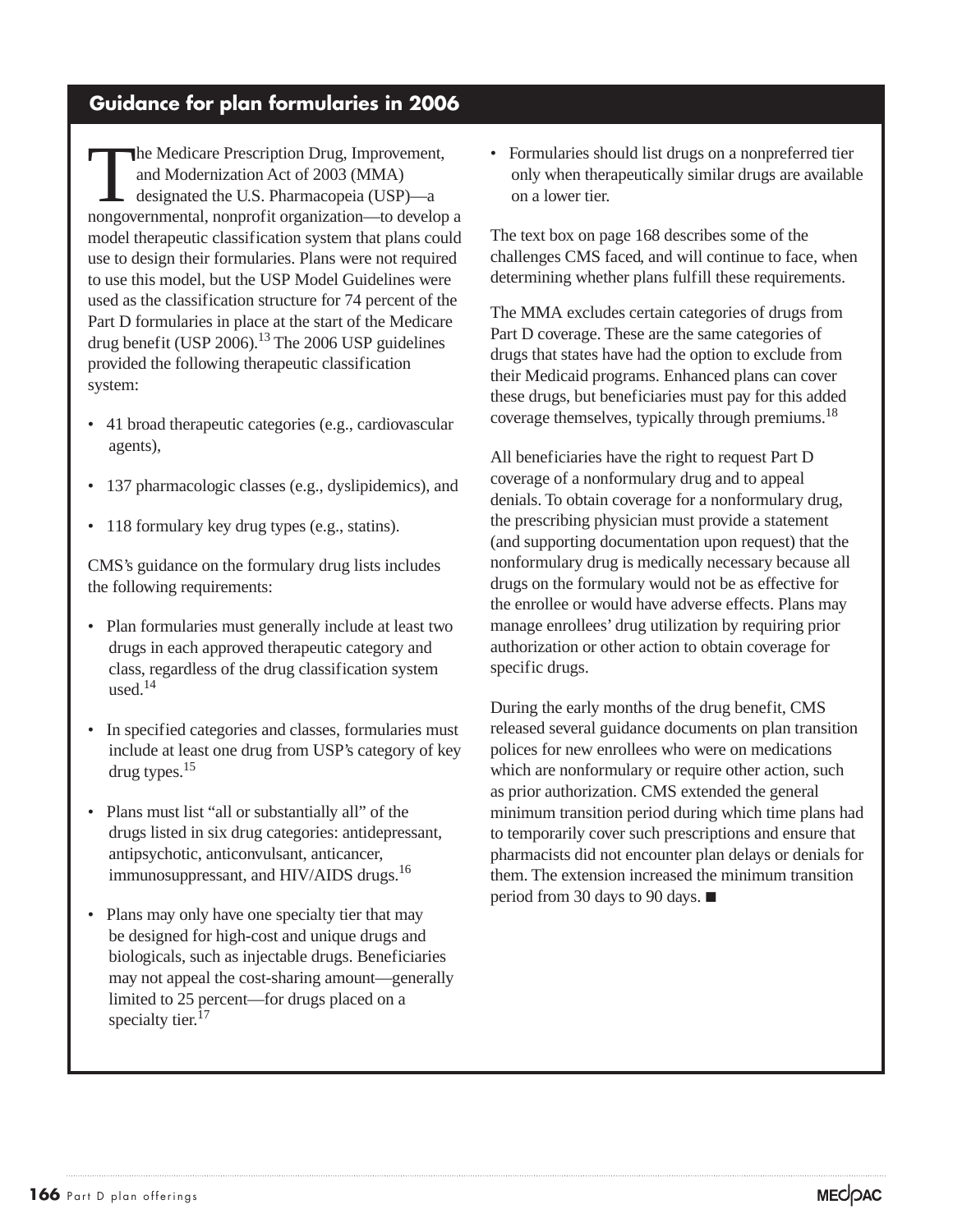## Guidance for plan formularies in 2006

The Medicare Prescription Drug, Improvement, and Modernization Act of 2003 (MMA) designated the U.S. Pharmacopeia (USP)—a nongovernmental, nonprofit organization—to develop a model therapeutic classification system that plans could use to design their formularies. Plans were not required to use this model, but the USP Model Guidelines were used as the classification structure for 74 percent of the Part D formularies in place at the start of the Medicare drug benefit (USP 2006).[13] The 2006 USP guidelines provided the following therapeutic classification system:

- 41 broad therapeutic categories (e.g., cardiovascular agents),
- 137 pharmacologic classes (e.g., dyslipidemics), and
- 118 formulary key drug types (e.g., statins).

CMS's guidance on the formulary drug lists includes the following requirements:

- Plan formularies must generally include at least two drugs in each approved therapeutic category and class, regardless of the drug classification system used.[14]
- In specified categories and classes, formularies must include at least one drug from USP's category of key drug types.[15]
- Plans must list "all or substantially all" of the drugs listed in six drug categories: antidepressant, antipsychotic, anticonvulsant, anticancer, immunosuppressant, and HIV/AIDS drugs.[16]
- Plans may only have one specialty tier that may be designed for high-cost and unique drugs and biologicals, such as injectable drugs. Beneficiaries may not appeal the cost-sharing amount—generally limited to 25 percent—for drugs placed on a specialty tier.[17]
- Formularies should list drugs on a nonpreferred tier only when therapeutically similar drugs are available on a lower tier.

The text box on page 168 describes some of the challenges CMS faced, and will continue to face, when determining whether plans fulfill these requirements.

The MMA excludes certain categories of drugs from Part D coverage. These are the same categories of drugs that states have had the option to exclude from their Medicaid programs. Enhanced plans can cover these drugs, but beneficiaries must pay for this added coverage themselves, typically through premiums.[18]

All beneficiaries have the right to request Part D coverage of a nonformulary drug and to appeal denials. To obtain coverage for a nonformulary drug, the prescribing physician must provide a statement (and supporting documentation upon request) that the nonformulary drug is medically necessary because all drugs on the formulary would not be as effective for the enrollee or would have adverse effects. Plans may manage enrollees' drug utilization by requiring prior authorization or other action to obtain coverage for specific drugs.

During the early months of the drug benefit, CMS released several guidance documents on plan transition polices for new enrollees who were on medications which are nonformulary or require other action, such as prior authorization. CMS extended the general minimum transition period during which time plans had to temporarily cover such prescriptions and ensure that pharmacists did not encounter plan delays or denials for them. The extension increased the minimum transition period from 30 days to 90 days. ■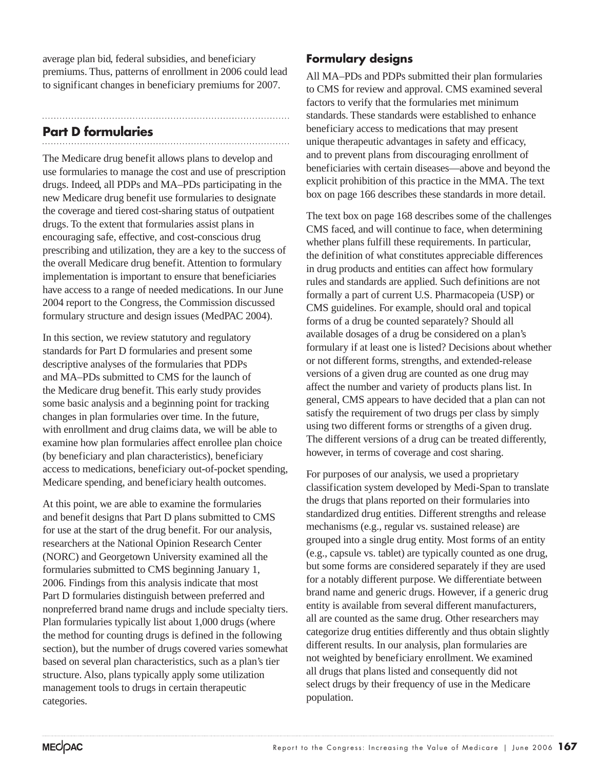average plan bid, federal subsidies, and beneficiary premiums. Thus, patterns of enrollment in 2006 could lead to significant changes in beneficiary premiums for 2007.

## Part D formularies

The Medicare drug benefit allows plans to develop and use formularies to manage the cost and use of prescription drugs. Indeed, all PDPs and MA–PDs participating in the new Medicare drug benefit use formularies to designate the coverage and tiered cost-sharing status of outpatient drugs. To the extent that formularies assist plans in encouraging safe, effective, and cost-conscious drug prescribing and utilization, they are a key to the success of the overall Medicare drug benefit. Attention to formulary implementation is important to ensure that beneficiaries have access to a range of needed medications. In our June 2004 report to the Congress, the Commission discussed formulary structure and design issues (MedPAC 2004).

In this section, we review statutory and regulatory standards for Part D formularies and present some descriptive analyses of the formularies that PDPs and MA–PDs submitted to CMS for the launch of the Medicare drug benefit. This early study provides some basic analysis and a beginning point for tracking changes in plan formularies over time. In the future, with enrollment and drug claims data, we will be able to examine how plan formularies affect enrollee plan choice (by beneficiary and plan characteristics), beneficiary access to medications, beneficiary out-of-pocket spending, Medicare spending, and beneficiary health outcomes.

At this point, we are able to examine the formularies and benefit designs that Part D plans submitted to CMS for use at the start of the drug benefit. For our analysis, researchers at the National Opinion Research Center (NORC) and Georgetown University examined all the formularies submitted to CMS beginning January 1, 2006. Findings from this analysis indicate that most Part D formularies distinguish between preferred and nonpreferred brand name drugs and include specialty tiers. Plan formularies typically list about 1,000 drugs (where the method for counting drugs is defined in the following section), but the number of drugs covered varies somewhat based on several plan characteristics, such as a plan's tier structure. Also, plans typically apply some utilization management tools to drugs in certain therapeutic categories.

### Formulary designs

All MA–PDs and PDPs submitted their plan formularies to CMS for review and approval. CMS examined several factors to verify that the formularies met minimum standards. These standards were established to enhance beneficiary access to medications that may present unique therapeutic advantages in safety and efficacy, and to prevent plans from discouraging enrollment of beneficiaries with certain diseases—above and beyond the explicit prohibition of this practice in the MMA. The text box on page 166 describes these standards in more detail.

The text box on page 168 describes some of the challenges CMS faced, and will continue to face, when determining whether plans fulfill these requirements. In particular, the definition of what constitutes appreciable differences in drug products and entities can affect how formulary rules and standards are applied. Such definitions are not formally a part of current U.S. Pharmacopeia (USP) or CMS guidelines. For example, should oral and topical forms of a drug be counted separately? Should all available dosages of a drug be considered on a plan's formulary if at least one is listed? Decisions about whether or not different forms, strengths, and extended-release versions of a given drug are counted as one drug may affect the number and variety of products plans list. In general, CMS appears to have decided that a plan can not satisfy the requirement of two drugs per class by simply using two different forms or strengths of a given drug. The different versions of a drug can be treated differently, however, in terms of coverage and cost sharing.

For purposes of our analysis, we used a proprietary classification system developed by Medi-Span to translate the drugs that plans reported on their formularies into standardized drug entities. Different strengths and release mechanisms (e.g., regular vs. sustained release) are grouped into a single drug entity. Most forms of an entity (e.g., capsule vs. tablet) are typically counted as one drug, but some forms are considered separately if they are used for a notably different purpose. We differentiate between brand name and generic drugs. However, if a generic drug entity is available from several different manufacturers, all are counted as the same drug. Other researchers may categorize drug entities differently and thus obtain slightly different results. In our analysis, plan formularies are not weighted by beneficiary enrollment. We examined all drugs that plans listed and consequently did not select drugs by their frequency of use in the Medicare population.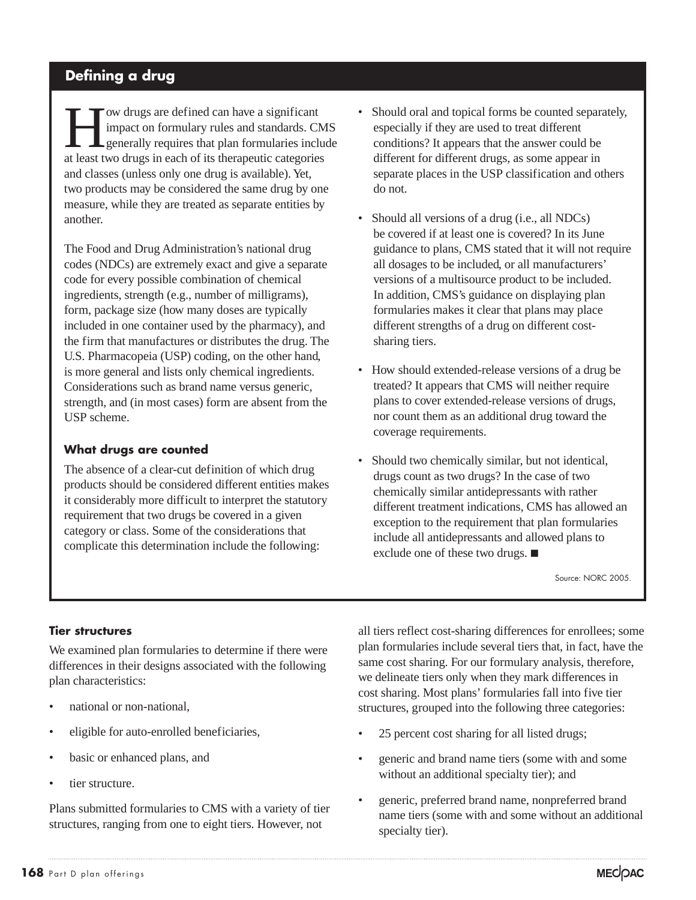## Defining a drug

How drugs are defined can have a significant impact on formulary rules and standards. CMS generally requires that plan formularies include at least two drugs in each of its therapeutic categories and classes (unless only one drug is available). Yet, two products may be considered the same drug by one measure, while they are treated as separate entities by another.

The Food and Drug Administration's national drug codes (NDCs) are extremely exact and give a separate code for every possible combination of chemical ingredients, strength (e.g., number of milligrams), form, package size (how many doses are typically included in one container used by the pharmacy), and the firm that manufactures or distributes the drug. The U.S. Pharmacopeia (USP) coding, on the other hand, is more general and lists only chemical ingredients. Considerations such as brand name versus generic, strength, and (in most cases) form are absent from the USP scheme.

### What drugs are counted

The absence of a clear-cut definition of which drug products should be considered different entities makes it considerably more difficult to interpret the statutory requirement that two drugs be covered in a given category or class. Some of the considerations that complicate this determination include the following:

- Should oral and topical forms be counted separately, especially if they are used to treat different conditions? It appears that the answer could be different for different drugs, as some appear in separate places in the USP classification and others do not.
- Should all versions of a drug (i.e., all NDCs) be covered if at least one is covered? In its June guidance to plans, CMS stated that it will not require all dosages to be included, or all manufacturers' versions of a multisource product to be included. In addition, CMS's guidance on displaying plan formularies makes it clear that plans may place different strengths of a drug on different cost-sharing tiers.
- How should extended-release versions of a drug be treated? It appears that CMS will neither require plans to cover extended-release versions of drugs, nor count them as an additional drug toward the coverage requirements.
- Should two chemically similar, but not identical, drugs count as two drugs? In the case of two chemically similar antidepressants with rather different treatment indications, CMS has allowed an exception to the requirement that plan formularies include all antidepressants and allowed plans to exclude one of these two drugs. ■

Source: NORC 2005.

### Tier structures

We examined plan formularies to determine if there were differences in their designs associated with the following plan characteristics:

- national or non-national,
- eligible for auto-enrolled beneficiaries,
- basic or enhanced plans, and
- tier structure.

Plans submitted formularies to CMS with a variety of tier structures, ranging from one to eight tiers. However, not all tiers reflect cost-sharing differences for enrollees; some plan formularies include several tiers that, in fact, have the same cost sharing. For our formulary analysis, therefore, we delineate tiers only when they mark differences in cost sharing. Most plans' formularies fall into five tier structures, grouped into the following three categories:

- 25 percent cost sharing for all listed drugs;
- generic and brand name tiers (some with and some without an additional specialty tier); and
- generic, preferred brand name, nonpreferred brand name tiers (some with and some without an additional specialty tier).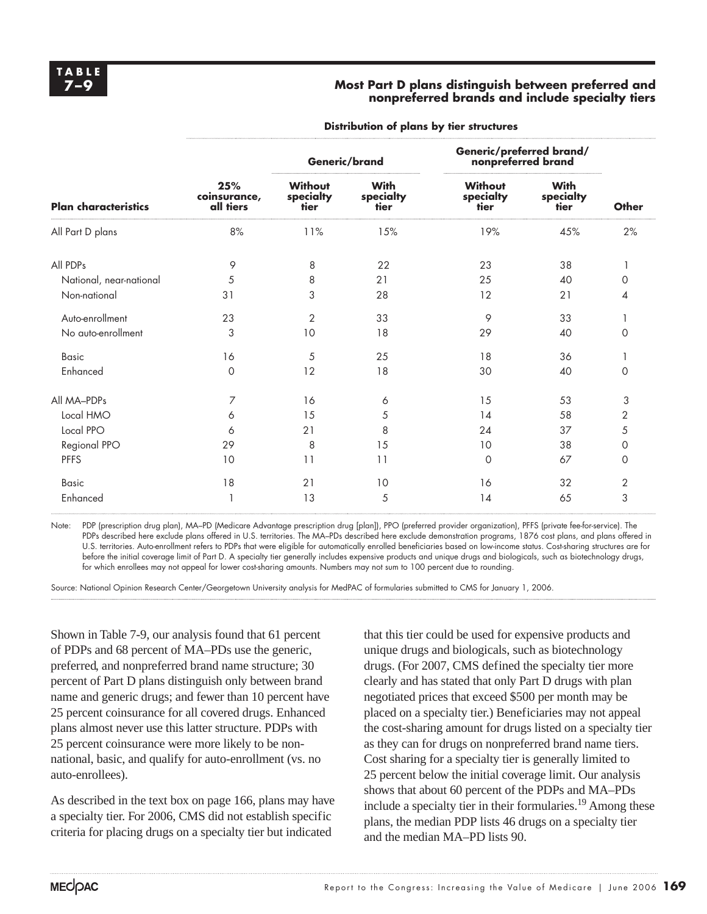**TABLE 7–9**

**Most Part D plans distinguish between preferred and nonpreferred brands and include specialty tiers**

| | Distribution of plans by tier structures | | | | | |
|---|---|---|---|---|---|---|
| | | Generic/brand | | Generic/preferred brand/ nonpreferred brand | | |
| **Plan characteristics** | **25% coinsurance, all tiers** | **Without specialty tier** | **With specialty tier** | **Without specialty tier** | **With specialty tier** | **Other** |
| All Part D plans | 8% | 11% | 15% | 19% | 45% | 2% |
| All PDPs | 9 | 8 | 22 | 23 | 38 | 1 |
| National, near-national | 5 | 8 | 21 | 25 | 40 | 0 |
| Non-national | 31 | 3 | 28 | 12 | 21 | 4 |
| Auto-enrollment | 23 | 2 | 33 | 9 | 33 | 1 |
| No auto-enrollment | 3 | 10 | 18 | 29 | 40 | 0 |
| Basic | 16 | 5 | 25 | 18 | 36 | 1 |
| Enhanced | 0 | 12 | 18 | 30 | 40 | 0 |
| All MA–PDPs | 7 | 16 | 6 | 15 | 53 | 3 |
| Local HMO | 6 | 15 | 5 | 14 | 58 | 2 |
| Local PPO | 6 | 21 | 8 | 24 | 37 | 5 |
| Regional PPO | 29 | 8 | 15 | 10 | 38 | 0 |
| PFFS | 10 | 11 | 11 | 0 | 67 | 0 |
| Basic | 18 | 21 | 10 | 16 | 32 | 2 |
| Enhanced | 1 | 13 | 5 | 14 | 65 | 3 |

Note: PDP (prescription drug plan), MA–PD (Medicare Advantage prescription drug [plan]), PPO (preferred provider organization), PFFS (private fee-for-service). The PDPs described here exclude plans offered in U.S. territories. The MA–PDs described here exclude demonstration programs, 1876 cost plans, and plans offered in U.S. territories. Auto-enrollment refers to PDPs that were eligible for automatically enrolled beneficiaries based on low-income status. Cost-sharing structures are for before the initial coverage limit of Part D. A specialty tier generally includes expensive products and unique drugs and biologicals, such as biotechnology drugs, for which enrollees may not appeal for lower cost-sharing amounts. Numbers may not sum to 100 percent due to rounding.

Source: National Opinion Research Center/Georgetown University analysis for MedPAC of formularies submitted to CMS for January 1, 2006.

Shown in Table 7-9, our analysis found that 61 percent of PDPs and 68 percent of MA–PDs use the generic, preferred, and nonpreferred brand name structure; 30 percent of Part D plans distinguish only between brand name and generic drugs; and fewer than 10 percent have 25 percent coinsurance for all covered drugs. Enhanced plans almost never use this latter structure. PDPs with 25 percent coinsurance were more likely to be non-national, basic, and qualify for auto-enrollment (vs. no auto-enrollees).

As described in the text box on page 166, plans may have a specialty tier. For 2006, CMS did not establish specific criteria for placing drugs on a specialty tier but indicated that this tier could be used for expensive products and unique drugs and biologicals, such as biotechnology drugs. (For 2007, CMS defined the specialty tier more clearly and has stated that only Part D drugs with plan negotiated prices that exceed $500 per month may be placed on a specialty tier.) Beneficiaries may not appeal the cost-sharing amount for drugs listed on a specialty tier as they can for drugs on nonpreferred brand name tiers. Cost sharing for a specialty tier is generally limited to 25 percent below the initial coverage limit. Our analysis shows that about 60 percent of the PDPs and MA–PDs include a specialty tier in their formularies.[19] Among these plans, the median PDP lists 46 drugs on a specialty tier and the median MA–PD lists 90.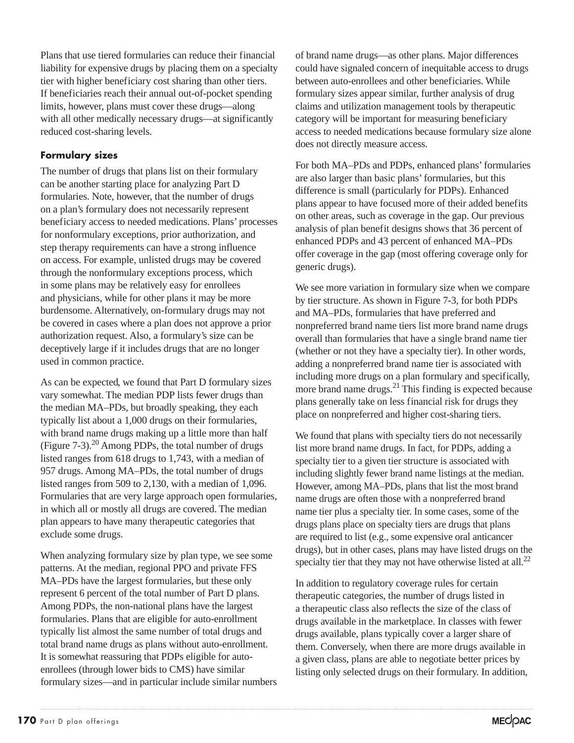Plans that use tiered formularies can reduce their financial liability for expensive drugs by placing them on a specialty tier with higher beneficiary cost sharing than other tiers. If beneficiaries reach their annual out-of-pocket spending limits, however, plans must cover these drugs—along with all other medically necessary drugs—at significantly reduced cost-sharing levels.

### Formulary sizes

The number of drugs that plans list on their formulary can be another starting place for analyzing Part D formularies. Note, however, that the number of drugs on a plan's formulary does not necessarily represent beneficiary access to needed medications. Plans' processes for nonformulary exceptions, prior authorization, and step therapy requirements can have a strong influence on access. For example, unlisted drugs may be covered through the nonformulary exceptions process, which in some plans may be relatively easy for enrollees and physicians, while for other plans it may be more burdensome. Alternatively, on-formulary drugs may not be covered in cases where a plan does not approve a prior authorization request. Also, a formulary's size can be deceptively large if it includes drugs that are no longer used in common practice.

As can be expected, we found that Part D formulary sizes vary somewhat. The median PDP lists fewer drugs than the median MA–PDs, but broadly speaking, they each typically list about a 1,000 drugs on their formularies, with brand name drugs making up a little more than half (Figure 7-3).[20] Among PDPs, the total number of drugs listed ranges from 618 drugs to 1,743, with a median of 957 drugs. Among MA–PDs, the total number of drugs listed ranges from 509 to 2,130, with a median of 1,096. Formularies that are very large approach open formularies, in which all or mostly all drugs are covered. The median plan appears to have many therapeutic categories that exclude some drugs.

When analyzing formulary size by plan type, we see some patterns. At the median, regional PPO and private FFS MA–PDs have the largest formularies, but these only represent 6 percent of the total number of Part D plans. Among PDPs, the non-national plans have the largest formularies. Plans that are eligible for auto-enrollment typically list almost the same number of total drugs and total brand name drugs as plans without auto-enrollment. It is somewhat reassuring that PDPs eligible for auto-enrollees (through lower bids to CMS) have similar formulary sizes—and in particular include similar numbers of brand name drugs—as other plans. Major differences could have signaled concern of inequitable access to drugs between auto-enrollees and other beneficiaries. While formulary sizes appear similar, further analysis of drug claims and utilization management tools by therapeutic category will be important for measuring beneficiary access to needed medications because formulary size alone does not directly measure access.

For both MA–PDs and PDPs, enhanced plans' formularies are also larger than basic plans' formularies, but this difference is small (particularly for PDPs). Enhanced plans appear to have focused more of their added benefits on other areas, such as coverage in the gap. Our previous analysis of plan benefit designs shows that 36 percent of enhanced PDPs and 43 percent of enhanced MA–PDs offer coverage in the gap (most offering coverage only for generic drugs).

We see more variation in formulary size when we compare by tier structure. As shown in Figure 7-3, for both PDPs and MA–PDs, formularies that have preferred and nonpreferred brand name tiers list more brand name drugs overall than formularies that have a single brand name tier (whether or not they have a specialty tier). In other words, adding a nonpreferred brand name tier is associated with including more drugs on a plan formulary and specifically, more brand name drugs.[21] This finding is expected because plans generally take on less financial risk for drugs they place on nonpreferred and higher cost-sharing tiers.

We found that plans with specialty tiers do not necessarily list more brand name drugs. In fact, for PDPs, adding a specialty tier to a given tier structure is associated with including slightly fewer brand name listings at the median. However, among MA–PDs, plans that list the most brand name drugs are often those with a nonpreferred brand name tier plus a specialty tier. In some cases, some of the drugs plans place on specialty tiers are drugs that plans are required to list (e.g., some expensive oral anticancer drugs), but in other cases, plans may have listed drugs on the specialty tier that they may not have otherwise listed at all.[22]

In addition to regulatory coverage rules for certain therapeutic categories, the number of drugs listed in a therapeutic class also reflects the size of the class of drugs available in the marketplace. In classes with fewer drugs available, plans typically cover a larger share of them. Conversely, when there are more drugs available in a given class, plans are able to negotiate better prices by listing only selected drugs on their formulary. In addition,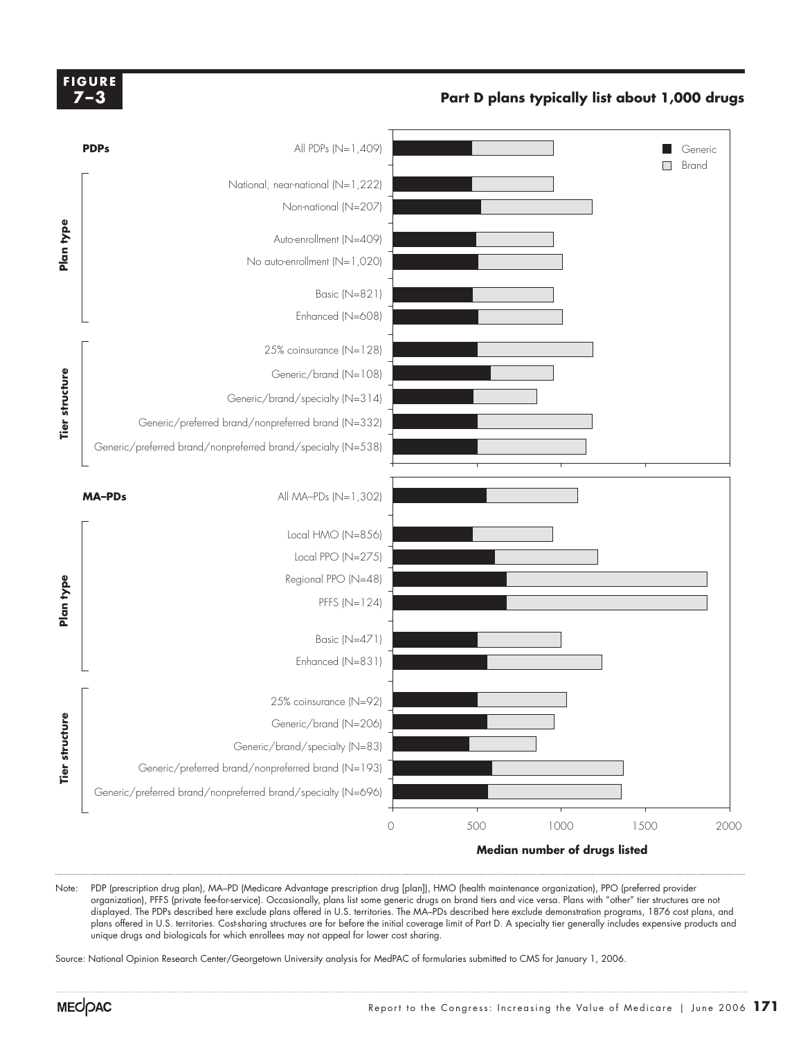**FIGURE 7–3**

**Part D plans typically list about 1,000 drugs**

| | | Generic | Brand |
|---|---|---|---|
| **PDPs** | All PDPs (N=1,409) | | |
| Plan type | National, near-national (N=1,222) | | |
| | Non-national (N=207) | | |
| | Auto-enrollment (N=409) | | |
| | No auto-enrollment (N=1,020) | | |
| | Basic (N=821) | | |
| | Enhanced (N=608) | | |
| Tier structure | 25% coinsurance (N=128) | | |
| | Generic/brand (N=108) | | |
| | Generic/brand/specialty (N=314) | | |
| | Generic/preferred brand/nonpreferred brand (N=332) | | |
| | Generic/preferred brand/nonpreferred brand/specialty (N=538) | | |
| **MA–PDs** | All MA–PDs (N=1,302) | | |
| Plan type | Local HMO (N=856) | | |
| | Local PPO (N=275) | | |
| | Regional PPO (N=48) | | |
| | PFFS (N=124) | | |
| | Basic (N=471) | | |
| | Enhanced (N=831) | | |
| Tier structure | 25% coinsurance (N=92) | | |
| | Generic/brand (N=206) | | |
| | Generic/brand/specialty (N=83) | | |
| | Generic/preferred brand/nonpreferred brand (N=193) | | |
| | Generic/preferred brand/nonpreferred brand/specialty (N=696) | | |

Median number of drugs listed (axis: 0, 500, 1000, 1500, 2000)

Note: PDP (prescription drug plan), MA–PD (Medicare Advantage prescription drug [plan]), HMO (health maintenance organization), PPO (preferred provider organization), PFFS (private fee-for-service). Occasionally, plans list some generic drugs on brand tiers and vice versa. Plans with "other" tier structures are not displayed. The PDPs described here exclude plans offered in U.S. territories. The MA–PDs described here exclude demonstration programs, 1876 cost plans, and plans offered in U.S. territories. Cost-sharing structures are for before the initial coverage limit of Part D. A specialty tier generally includes expensive products and unique drugs and biologicals for which enrollees may not appeal for lower cost sharing.

Source: National Opinion Research Center/Georgetown University analysis for MedPAC of formularies submitted to CMS for January 1, 2006.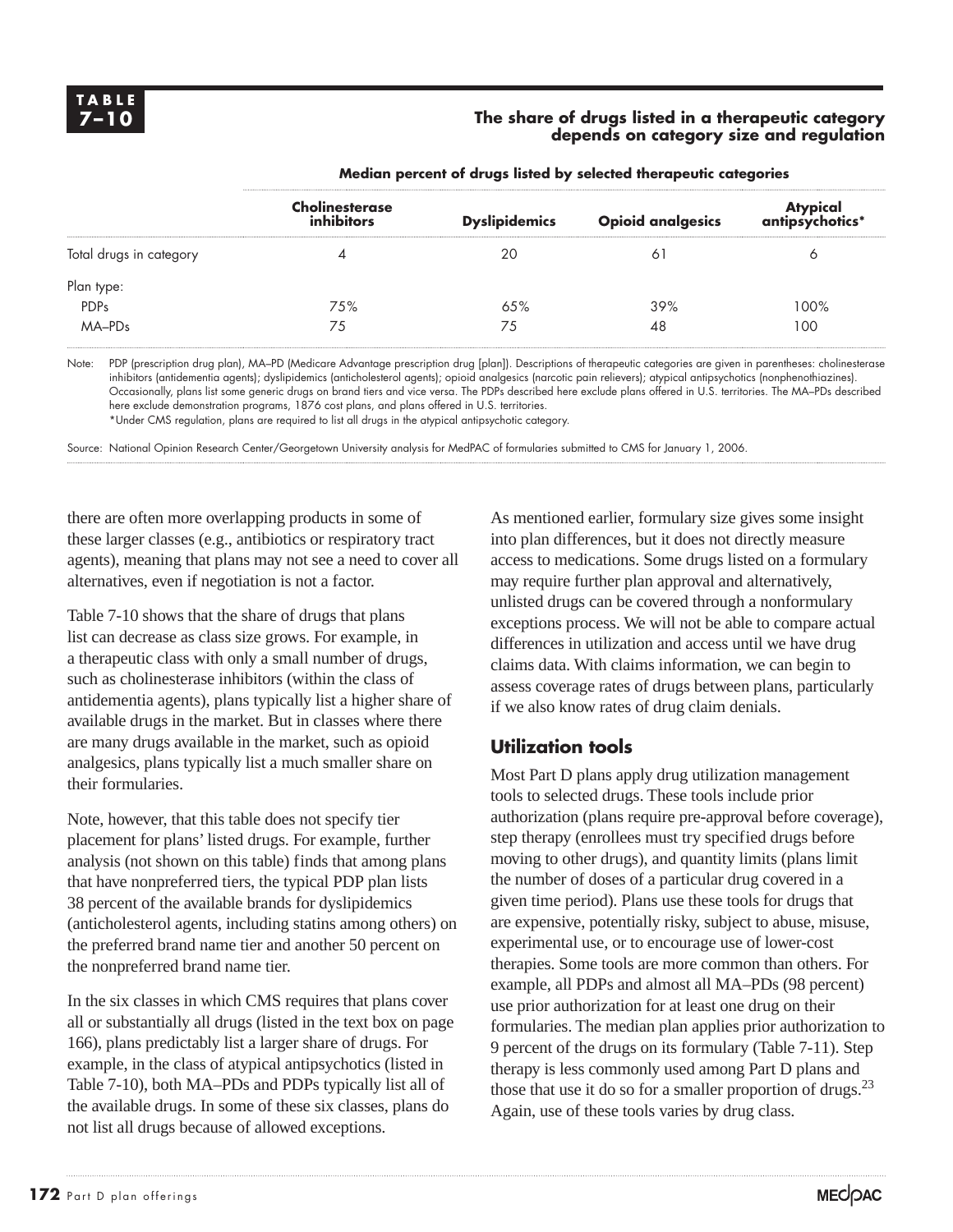**TABLE 7–10**

**The share of drugs listed in a therapeutic category depends on category size and regulation**

| | Median percent of drugs listed by selected therapeutic categories | | | |
|---|---|---|---|---|
| | **Cholinesterase inhibitors** | **Dyslipidemics** | **Opioid analgesics** | **Atypical antipsychotics*** |
| Total drugs in category | 4 | 20 | 61 | 6 |
| Plan type: | | | | |
| PDPs | 75% | 65% | 39% | 100% |
| MA–PDs | 75 | 75 | 48 | 100 |

Note: PDP (prescription drug plan), MA–PD (Medicare Advantage prescription drug [plan]). Descriptions of therapeutic categories are given in parentheses: cholinesterase inhibitors (antidementia agents); dyslipidemics (anticholesterol agents); opioid analgesics (narcotic pain relievers); atypical antipsychotics (nonphenothiazines). Occasionally, plans list some generic drugs on brand tiers and vice versa. The PDPs described here exclude plans offered in U.S. territories. The MA–PDs described here exclude demonstration programs, 1876 cost plans, and plans offered in U.S. territories.
*Under CMS regulation, plans are required to list all drugs in the atypical antipsychotic category.

Source: National Opinion Research Center/Georgetown University analysis for MedPAC of formularies submitted to CMS for January 1, 2006.

there are often more overlapping products in some of these larger classes (e.g., antibiotics or respiratory tract agents), meaning that plans may not see a need to cover all alternatives, even if negotiation is not a factor.

Table 7-10 shows that the share of drugs that plans list can decrease as class size grows. For example, in a therapeutic class with only a small number of drugs, such as cholinesterase inhibitors (within the class of antidementia agents), plans typically list a higher share of available drugs in the market. But in classes where there are many drugs available in the market, such as opioid analgesics, plans typically list a much smaller share on their formularies.

Note, however, that this table does not specify tier placement for plans' listed drugs. For example, further analysis (not shown on this table) finds that among plans that have nonpreferred tiers, the typical PDP plan lists 38 percent of the available brands for dyslipidemics (anticholesterol agents, including statins among others) on the preferred brand name tier and another 50 percent on the nonpreferred brand name tier.

In the six classes in which CMS requires that plans cover all or substantially all drugs (listed in the text box on page 166), plans predictably list a larger share of drugs. For example, in the class of atypical antipsychotics (listed in Table 7-10), both MA–PDs and PDPs typically list all of the available drugs. In some of these six classes, plans do not list all drugs because of allowed exceptions.

As mentioned earlier, formulary size gives some insight into plan differences, but it does not directly measure access to medications. Some drugs listed on a formulary may require further plan approval and alternatively, unlisted drugs can be covered through a nonformulary exceptions process. We will not be able to compare actual differences in utilization and access until we have drug claims data. With claims information, we can begin to assess coverage rates of drugs between plans, particularly if we also know rates of drug claim denials.

## Utilization tools

Most Part D plans apply drug utilization management tools to selected drugs. These tools include prior authorization (plans require pre-approval before coverage), step therapy (enrollees must try specified drugs before moving to other drugs), and quantity limits (plans limit the number of doses of a particular drug covered in a given time period). Plans use these tools for drugs that are expensive, potentially risky, subject to abuse, misuse, experimental use, or to encourage use of lower-cost therapies. Some tools are more common than others. For example, all PDPs and almost all MA–PDs (98 percent) use prior authorization for at least one drug on their formularies. The median plan applies prior authorization to 9 percent of the drugs on its formulary (Table 7-11). Step therapy is less commonly used among Part D plans and those that use it do so for a smaller proportion of drugs.[23] Again, use of these tools varies by drug class.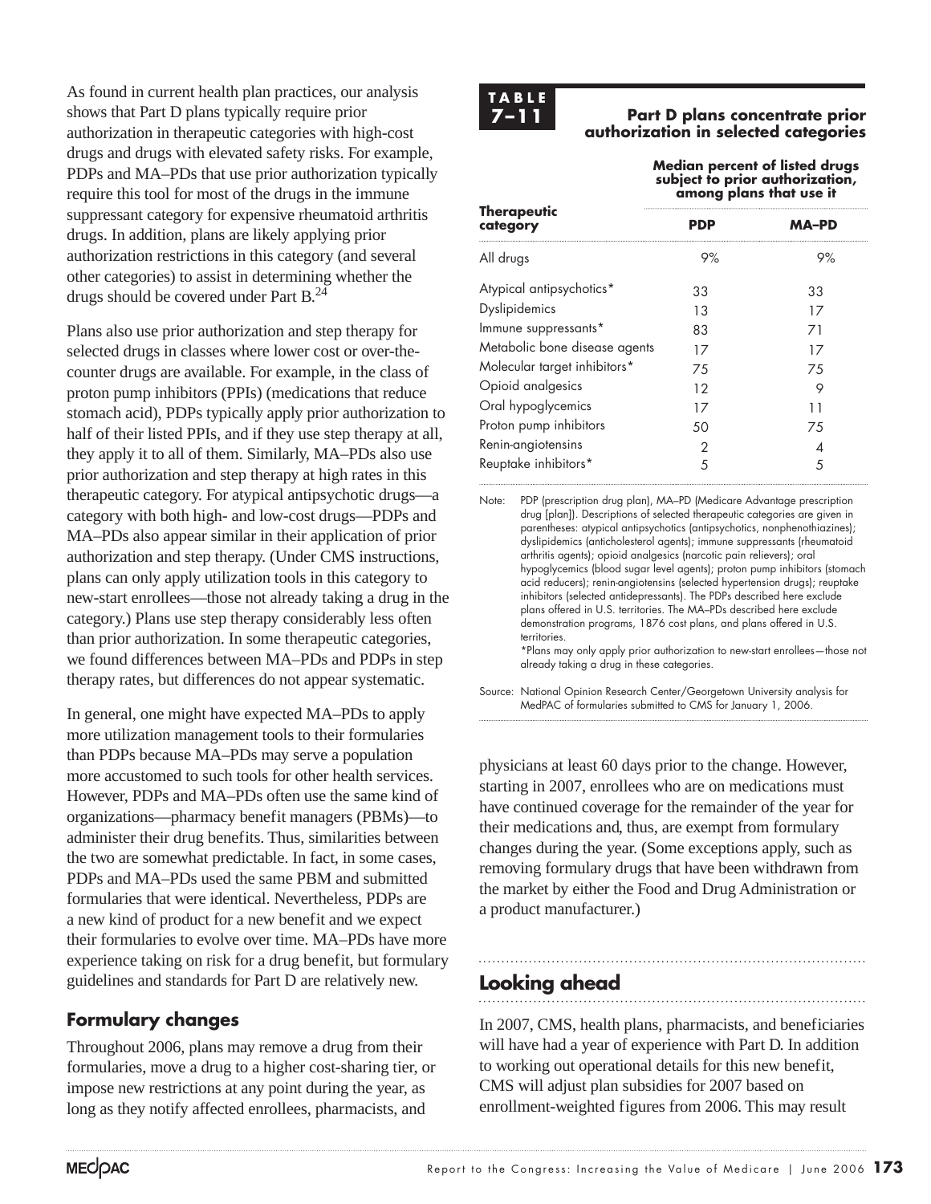As found in current health plan practices, our analysis shows that Part D plans typically require prior authorization in therapeutic categories with high-cost drugs and drugs with elevated safety risks. For example, PDPs and MA–PDs that use prior authorization typically require this tool for most of the drugs in the immune suppressant category for expensive rheumatoid arthritis drugs. In addition, plans are likely applying prior authorization restrictions in this category (and several other categories) to assist in determining whether the drugs should be covered under Part B.[24]

Plans also use prior authorization and step therapy for selected drugs in classes where lower cost or over-the-counter drugs are available. For example, in the class of proton pump inhibitors (PPIs) (medications that reduce stomach acid), PDPs typically apply prior authorization to half of their listed PPIs, and if they use step therapy at all, they apply it to all of them. Similarly, MA–PDs also use prior authorization and step therapy at high rates in this therapeutic category. For atypical antipsychotic drugs—a category with both high- and low-cost drugs—PDPs and MA–PDs also appear similar in their application of prior authorization and step therapy. (Under CMS instructions, plans can only apply utilization tools in this category to new-start enrollees—those not already taking a drug in the category.) Plans use step therapy considerably less often than prior authorization. In some therapeutic categories, we found differences between MA–PDs and PDPs in step therapy rates, but differences do not appear systematic.

In general, one might have expected MA–PDs to apply more utilization management tools to their formularies than PDPs because MA–PDs may serve a population more accustomed to such tools for other health services. However, PDPs and MA–PDs often use the same kind of organizations—pharmacy benefit managers (PBMs)—to administer their drug benefits. Thus, similarities between the two are somewhat predictable. In fact, in some cases, PDPs and MA–PDs used the same PBM and submitted formularies that were identical. Nevertheless, PDPs are a new kind of product for a new benefit and we expect their formularies to evolve over time. MA–PDs have more experience taking on risk for a drug benefit, but formulary guidelines and standards for Part D are relatively new.

**TABLE 7–11**

**Part D plans concentrate prior authorization in selected categories**

| Therapeutic category | Median percent of listed drugs subject to prior authorization, among plans that use it | |
|---|---|---|
| | **PDP** | **MA–PD** |
| All drugs | 9% | 9% |
| Atypical antipsychotics* | 33 | 33 |
| Dyslipidemics | 13 | 17 |
| Immune suppressants* | 83 | 71 |
| Metabolic bone disease agents | 17 | 17 |
| Molecular target inhibitors* | 75 | 75 |
| Opioid analgesics | 12 | 9 |
| Oral hypoglycemics | 17 | 11 |
| Proton pump inhibitors | 50 | 75 |
| Renin-angiotensins | 2 | 4 |
| Reuptake inhibitors* | 5 | 5 |

Note: PDP (prescription drug plan), MA–PD (Medicare Advantage prescription drug [plan]). Descriptions of selected therapeutic categories are given in parentheses: atypical antipsychotics (antipsychotics, nonphenothiazines); dyslipidemics (anticholesterol agents); immune suppressants (rheumatoid arthritis agents); opioid analgesics (narcotic pain relievers); oral hypoglycemics (blood sugar level agents); proton pump inhibitors (stomach acid reducers); renin-angiotensins (selected hypertension drugs); reuptake inhibitors (selected antidepressants). The PDPs described here exclude plans offered in U.S. territories. The MA–PDs described here exclude demonstration programs, 1876 cost plans, and plans offered in U.S. territories.
*Plans may only apply prior authorization to new-start enrollees—those not already taking a drug in these categories.

Source: National Opinion Research Center/Georgetown University analysis for MedPAC of formularies submitted to CMS for January 1, 2006.

## Formulary changes

Throughout 2006, plans may remove a drug from their formularies, move a drug to a higher cost-sharing tier, or impose new restrictions at any point during the year, as long as they notify affected enrollees, pharmacists, and physicians at least 60 days prior to the change. However, starting in 2007, enrollees who are on medications must have continued coverage for the remainder of the year for their medications and, thus, are exempt from formulary changes during the year. (Some exceptions apply, such as removing formulary drugs that have been withdrawn from the market by either the Food and Drug Administration or a product manufacturer.)

## Looking ahead

In 2007, CMS, health plans, pharmacists, and beneficiaries will have had a year of experience with Part D. In addition to working out operational details for this new benefit, CMS will adjust plan subsidies for 2007 based on enrollment-weighted figures from 2006. This may result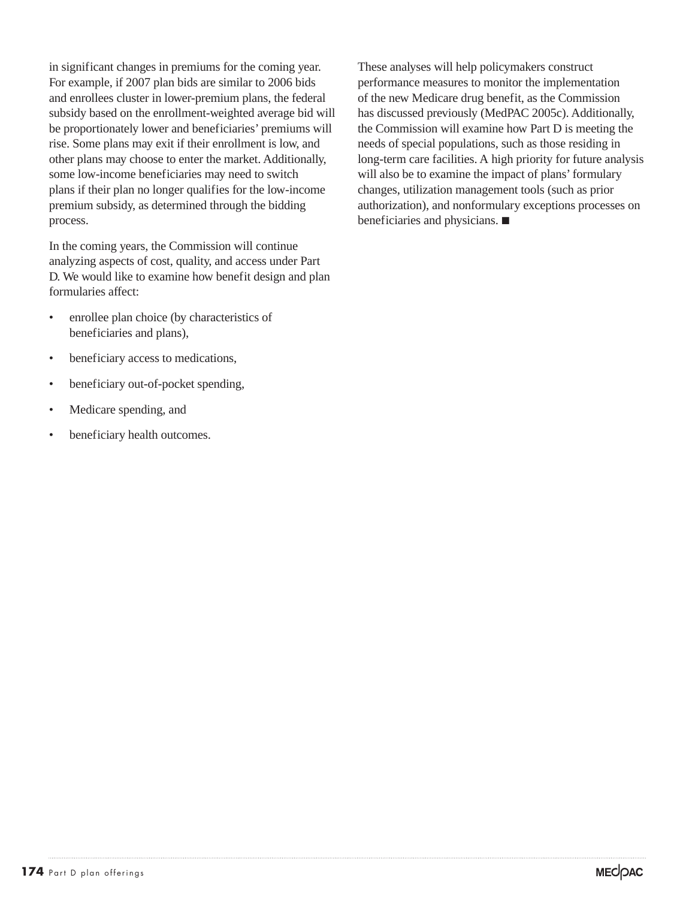in significant changes in premiums for the coming year. For example, if 2007 plan bids are similar to 2006 bids and enrollees cluster in lower-premium plans, the federal subsidy based on the enrollment-weighted average bid will be proportionately lower and beneficiaries' premiums will rise. Some plans may exit if their enrollment is low, and other plans may choose to enter the market. Additionally, some low-income beneficiaries may need to switch plans if their plan no longer qualifies for the low-income premium subsidy, as determined through the bidding process.

In the coming years, the Commission will continue analyzing aspects of cost, quality, and access under Part D. We would like to examine how benefit design and plan formularies affect:

- enrollee plan choice (by characteristics of beneficiaries and plans),
- beneficiary access to medications,
- beneficiary out-of-pocket spending,
- Medicare spending, and
- beneficiary health outcomes.

These analyses will help policymakers construct performance measures to monitor the implementation of the new Medicare drug benefit, as the Commission has discussed previously (MedPAC 2005c). Additionally, the Commission will examine how Part D is meeting the needs of special populations, such as those residing in long-term care facilities. A high priority for future analysis will also be to examine the impact of plans' formulary changes, utilization management tools (such as prior authorization), and nonformulary exceptions processes on beneficiaries and physicians. ■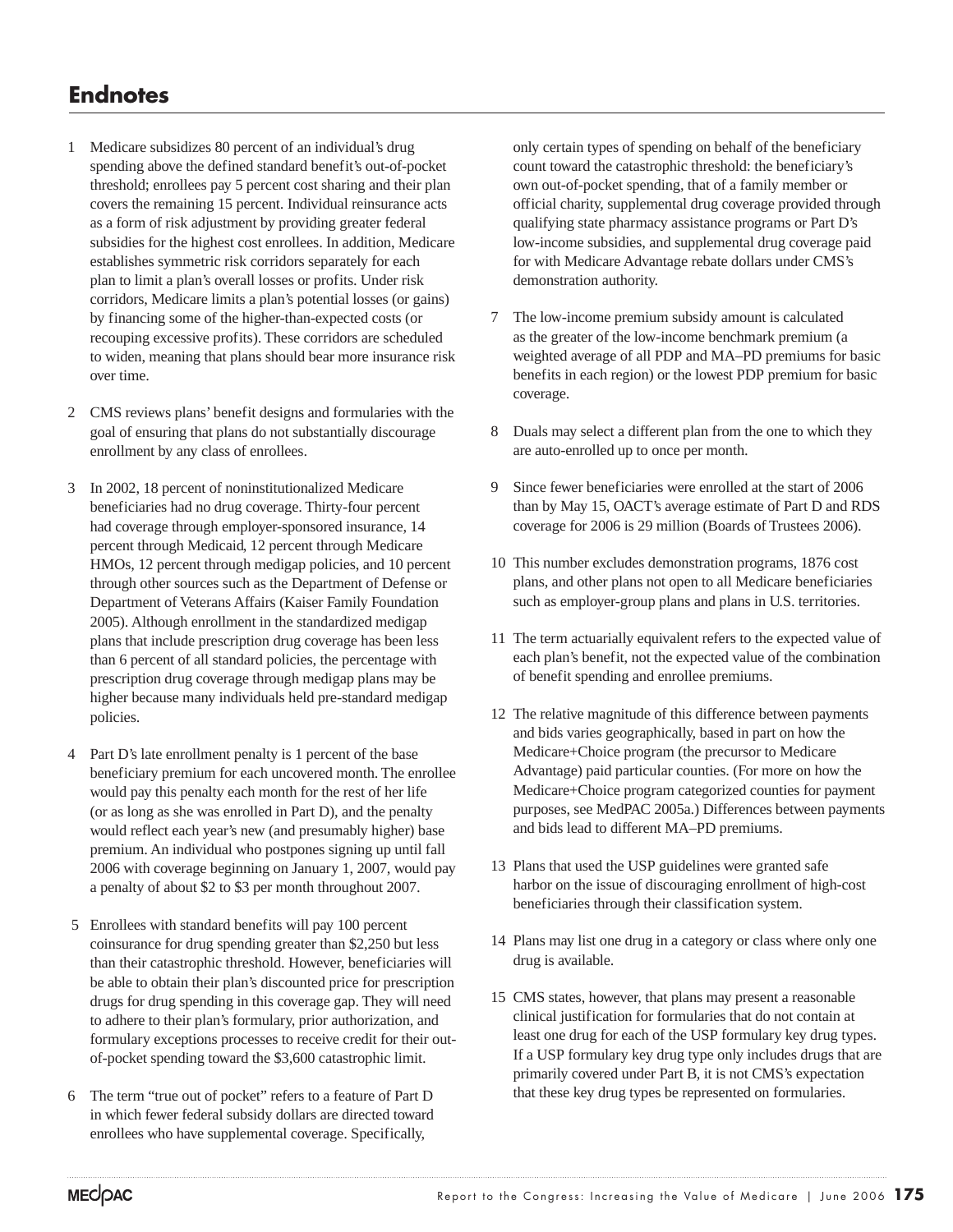# Endnotes

1 Medicare subsidizes 80 percent of an individual's drug spending above the defined standard benefit's out-of-pocket threshold; enrollees pay 5 percent cost sharing and their plan covers the remaining 15 percent. Individual reinsurance acts as a form of risk adjustment by providing greater federal subsidies for the highest cost enrollees. In addition, Medicare establishes symmetric risk corridors separately for each plan to limit a plan's overall losses or profits. Under risk corridors, Medicare limits a plan's potential losses (or gains) by financing some of the higher-than-expected costs (or recouping excessive profits). These corridors are scheduled to widen, meaning that plans should bear more insurance risk over time.

2 CMS reviews plans' benefit designs and formularies with the goal of ensuring that plans do not substantially discourage enrollment by any class of enrollees.

3 In 2002, 18 percent of noninstitutionalized Medicare beneficiaries had no drug coverage. Thirty-four percent had coverage through employer-sponsored insurance, 14 percent through Medicaid, 12 percent through Medicare HMOs, 12 percent through medigap policies, and 10 percent through other sources such as the Department of Defense or Department of Veterans Affairs (Kaiser Family Foundation 2005). Although enrollment in the standardized medigap plans that include prescription drug coverage has been less than 6 percent of all standard policies, the percentage with prescription drug coverage through medigap plans may be higher because many individuals held pre-standard medigap policies.

4 Part D's late enrollment penalty is 1 percent of the base beneficiary premium for each uncovered month. The enrollee would pay this penalty each month for the rest of her life (or as long as she was enrolled in Part D), and the penalty would reflect each year's new (and presumably higher) base premium. An individual who postpones signing up until fall 2006 with coverage beginning on January 1, 2007, would pay a penalty of about $2 to $3 per month throughout 2007.

5 Enrollees with standard benefits will pay 100 percent coinsurance for drug spending greater than $2,250 but less than their catastrophic threshold. However, beneficiaries will be able to obtain their plan's discounted price for prescription drugs for drug spending in this coverage gap. They will need to adhere to their plan's formulary, prior authorization, and formulary exceptions processes to receive credit for their out-of-pocket spending toward the $3,600 catastrophic limit.

6 The term "true out of pocket" refers to a feature of Part D in which fewer federal subsidy dollars are directed toward enrollees who have supplemental coverage. Specifically, only certain types of spending on behalf of the beneficiary count toward the catastrophic threshold: the beneficiary's own out-of-pocket spending, that of a family member or official charity, supplemental drug coverage provided through qualifying state pharmacy assistance programs or Part D's low-income subsidies, and supplemental drug coverage paid for with Medicare Advantage rebate dollars under CMS's demonstration authority.

7 The low-income premium subsidy amount is calculated as the greater of the low-income benchmark premium (a weighted average of all PDP and MA–PD premiums for basic benefits in each region) or the lowest PDP premium for basic coverage.

8 Duals may select a different plan from the one to which they are auto-enrolled up to once per month.

9 Since fewer beneficiaries were enrolled at the start of 2006 than by May 15, OACT's average estimate of Part D and RDS coverage for 2006 is 29 million (Boards of Trustees 2006).

10 This number excludes demonstration programs, 1876 cost plans, and other plans not open to all Medicare beneficiaries such as employer-group plans and plans in U.S. territories.

11 The term actuarially equivalent refers to the expected value of each plan's benefit, not the expected value of the combination of benefit spending and enrollee premiums.

12 The relative magnitude of this difference between payments and bids varies geographically, based in part on how the Medicare+Choice program (the precursor to Medicare Advantage) paid particular counties. (For more on how the Medicare+Choice program categorized counties for payment purposes, see MedPAC 2005a.) Differences between payments and bids lead to different MA–PD premiums.

13 Plans that used the USP guidelines were granted safe harbor on the issue of discouraging enrollment of high-cost beneficiaries through their classification system.

14 Plans may list one drug in a category or class where only one drug is available.

15 CMS states, however, that plans may present a reasonable clinical justification for formularies that do not contain at least one drug for each of the USP formulary key drug types. If a USP formulary key drug type only includes drugs that are primarily covered under Part B, it is not CMS's expectation that these key drug types be represented on formularies.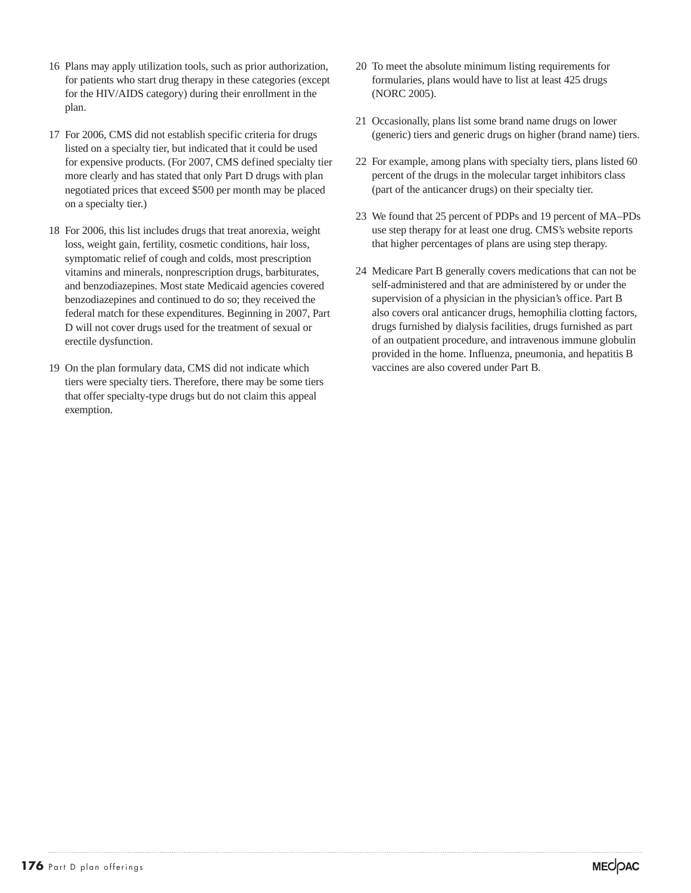16 Plans may apply utilization tools, such as prior authorization, for patients who start drug therapy in these categories (except for the HIV/AIDS category) during their enrollment in the plan.

17 For 2006, CMS did not establish specific criteria for drugs listed on a specialty tier, but indicated that it could be used for expensive products. (For 2007, CMS defined specialty tier more clearly and has stated that only Part D drugs with plan negotiated prices that exceed $500 per month may be placed on a specialty tier.)

18 For 2006, this list includes drugs that treat anorexia, weight loss, weight gain, fertility, cosmetic conditions, hair loss, symptomatic relief of cough and colds, most prescription vitamins and minerals, nonprescription drugs, barbiturates, and benzodiazepines. Most state Medicaid agencies covered benzodiazepines and continued to do so; they received the federal match for these expenditures. Beginning in 2007, Part D will not cover drugs used for the treatment of sexual or erectile dysfunction.

19 On the plan formulary data, CMS did not indicate which tiers were specialty tiers. Therefore, there may be some tiers that offer specialty-type drugs but do not claim this appeal exemption.

20 To meet the absolute minimum listing requirements for formularies, plans would have to list at least 425 drugs (NORC 2005).

21 Occasionally, plans list some brand name drugs on lower (generic) tiers and generic drugs on higher (brand name) tiers.

22 For example, among plans with specialty tiers, plans listed 60 percent of the drugs in the molecular target inhibitors class (part of the anticancer drugs) on their specialty tier.

23 We found that 25 percent of PDPs and 19 percent of MA–PDs use step therapy for at least one drug. CMS's website reports that higher percentages of plans are using step therapy.

24 Medicare Part B generally covers medications that can not be self-administered and that are administered by or under the supervision of a physician in the physician's office. Part B also covers oral anticancer drugs, hemophilia clotting factors, drugs furnished by dialysis facilities, drugs furnished as part of an outpatient procedure, and intravenous immune globulin provided in the home. Influenza, pneumonia, and hepatitis B vaccines are also covered under Part B.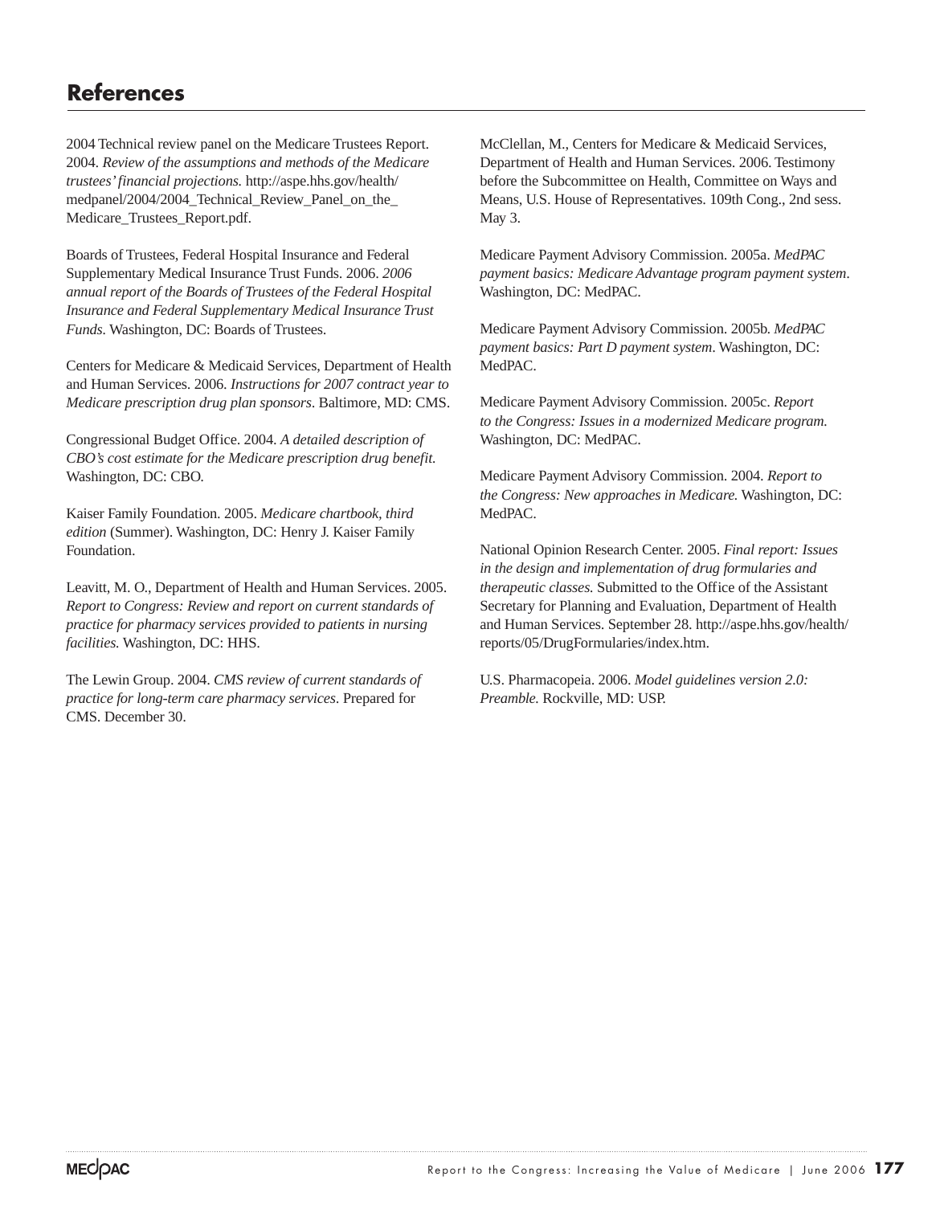# References

2004 Technical review panel on the Medicare Trustees Report. 2004. *Review of the assumptions and methods of the Medicare trustees' financial projections.* http://aspe.hhs.gov/health/medpanel/2004/2004_Technical_Review_Panel_on_the_Medicare_Trustees_Report.pdf.

Boards of Trustees, Federal Hospital Insurance and Federal Supplementary Medical Insurance Trust Funds. 2006. *2006 annual report of the Boards of Trustees of the Federal Hospital Insurance and Federal Supplementary Medical Insurance Trust Funds.* Washington, DC: Boards of Trustees.

Centers for Medicare & Medicaid Services, Department of Health and Human Services. 2006. *Instructions for 2007 contract year to Medicare prescription drug plan sponsors*. Baltimore, MD: CMS.

Congressional Budget Office. 2004. *A detailed description of CBO's cost estimate for the Medicare prescription drug benefit.* Washington, DC: CBO.

Kaiser Family Foundation. 2005. *Medicare chartbook, third edition* (Summer). Washington, DC: Henry J. Kaiser Family Foundation.

Leavitt, M. O., Department of Health and Human Services. 2005. *Report to Congress: Review and report on current standards of practice for pharmacy services provided to patients in nursing facilities.* Washington, DC: HHS.

The Lewin Group. 2004. *CMS review of current standards of practice for long-term care pharmacy services*. Prepared for CMS. December 30.

McClellan, M., Centers for Medicare & Medicaid Services, Department of Health and Human Services. 2006. Testimony before the Subcommittee on Health, Committee on Ways and Means, U.S. House of Representatives. 109th Cong., 2nd sess. May 3.

Medicare Payment Advisory Commission. 2005a. *MedPAC payment basics: Medicare Advantage program payment system*. Washington, DC: MedPAC.

Medicare Payment Advisory Commission. 2005b. *MedPAC payment basics: Part D payment system*. Washington, DC: MedPAC.

Medicare Payment Advisory Commission. 2005c. *Report to the Congress: Issues in a modernized Medicare program.* Washington, DC: MedPAC.

Medicare Payment Advisory Commission. 2004. *Report to the Congress: New approaches in Medicare.* Washington, DC: MedPAC.

National Opinion Research Center. 2005. *Final report: Issues in the design and implementation of drug formularies and therapeutic classes.* Submitted to the Office of the Assistant Secretary for Planning and Evaluation, Department of Health and Human Services. September 28. http://aspe.hhs.gov/health/reports/05/DrugFormularies/index.htm.

U.S. Pharmacopeia. 2006. *Model guidelines version 2.0: Preamble.* Rockville, MD: USP.